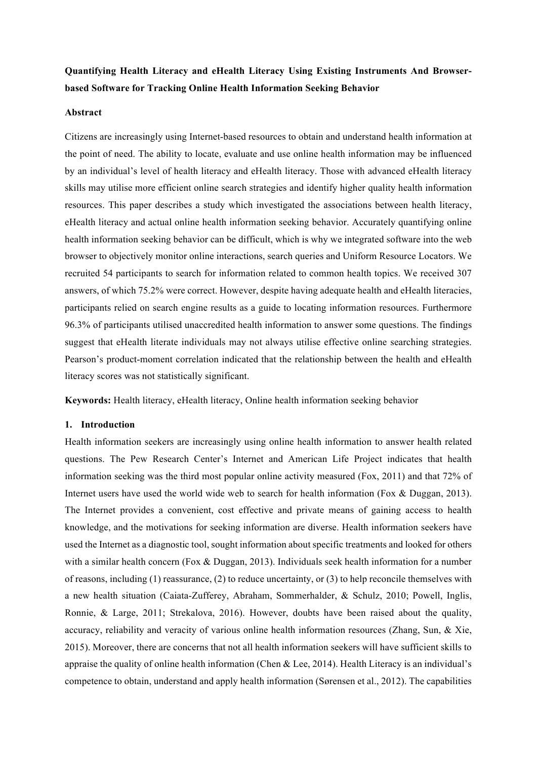**Quantifying Health Literacy and eHealth Literacy Using Existing Instruments And Browser-based Software for Tracking Online Health Information Seeking Behavior**

**Abstract**

Citizens are increasingly using Internet-based resources to obtain and understand health information at the point of need. The ability to locate, evaluate and use online health information may be influenced by an individual's level of health literacy and eHealth literacy. Those with advanced eHealth literacy skills may utilise more efficient online search strategies and identify higher quality health information resources. This paper describes a study which investigated the associations between health literacy, eHealth literacy and actual online health information seeking behavior. Accurately quantifying online health information seeking behavior can be difficult, which is why we integrated software into the web browser to objectively monitor online interactions, search queries and Uniform Resource Locators. We recruited 54 participants to search for information related to common health topics. We received 307 answers, of which 75.2% were correct. However, despite having adequate health and eHealth literacies, participants relied on search engine results as a guide to locating information resources. Furthermore 96.3% of participants utilised unaccredited health information to answer some questions. The findings suggest that eHealth literate individuals may not always utilise effective online searching strategies. Pearson's product-moment correlation indicated that the relationship between the health and eHealth literacy scores was not statistically significant.

**Keywords:** Health literacy, eHealth literacy, Online health information seeking behavior

## 1. Introduction

Health information seekers are increasingly using online health information to answer health related questions. The Pew Research Center's Internet and American Life Project indicates that health information seeking was the third most popular online activity measured (Fox, 2011) and that 72% of Internet users have used the world wide web to search for health information (Fox & Duggan, 2013). The Internet provides a convenient, cost effective and private means of gaining access to health knowledge, and the motivations for seeking information are diverse. Health information seekers have used the Internet as a diagnostic tool, sought information about specific treatments and looked for others with a similar health concern (Fox & Duggan, 2013). Individuals seek health information for a number of reasons, including (1) reassurance, (2) to reduce uncertainty, or (3) to help reconcile themselves with a new health situation (Caiata-Zufferey, Abraham, Sommerhalder, & Schulz, 2010; Powell, Inglis, Ronnie, & Large, 2011; Strekalova, 2016). However, doubts have been raised about the quality, accuracy, reliability and veracity of various online health information resources (Zhang, Sun, & Xie, 2015). Moreover, there are concerns that not all health information seekers will have sufficient skills to appraise the quality of online health information (Chen & Lee, 2014). Health Literacy is an individual's competence to obtain, understand and apply health information (Sørensen et al., 2012). The capabilities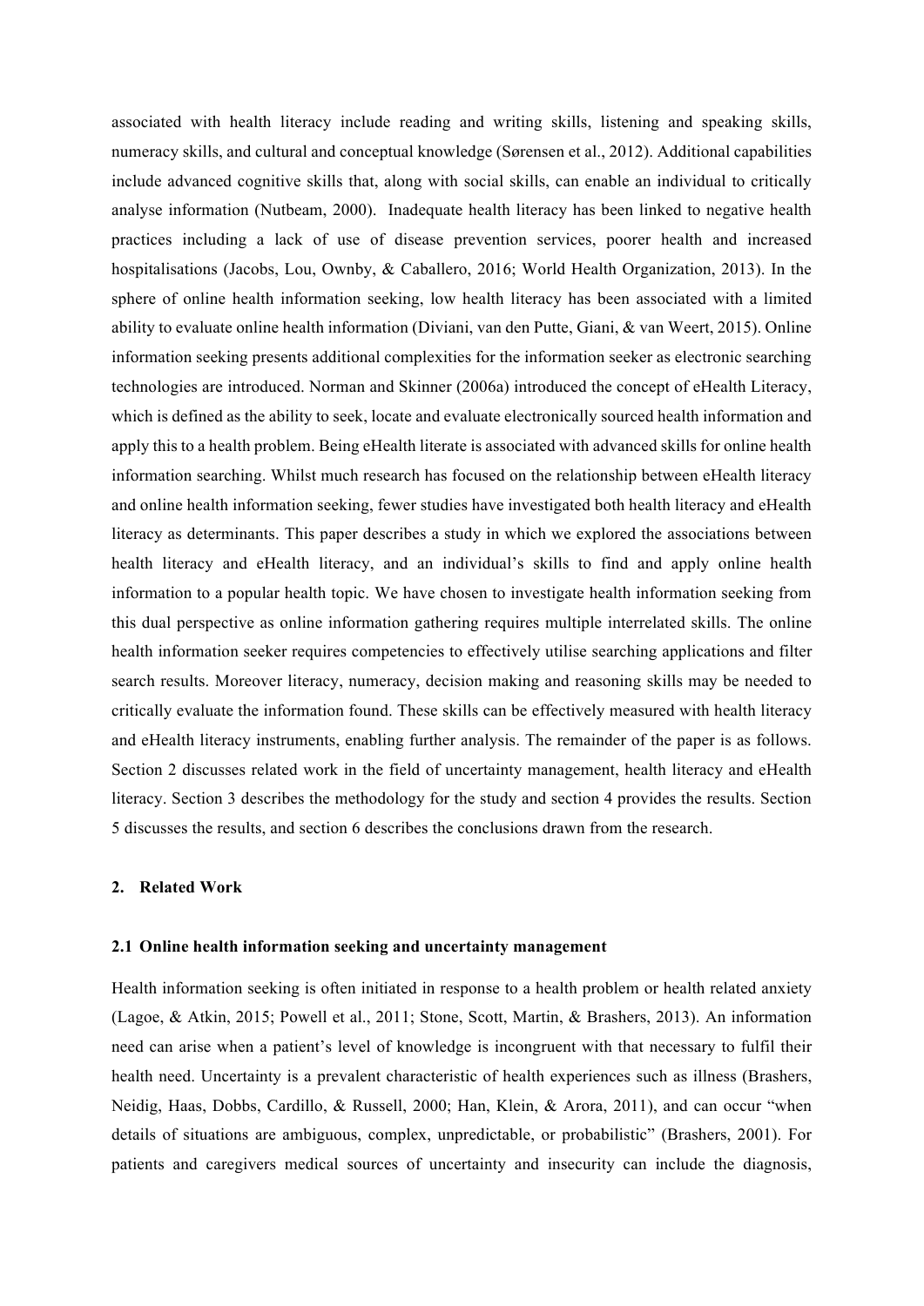associated with health literacy include reading and writing skills, listening and speaking skills, numeracy skills, and cultural and conceptual knowledge (Sørensen et al., 2012). Additional capabilities include advanced cognitive skills that, along with social skills, can enable an individual to critically analyse information (Nutbeam, 2000). Inadequate health literacy has been linked to negative health practices including a lack of use of disease prevention services, poorer health and increased hospitalisations (Jacobs, Lou, Ownby, & Caballero, 2016; World Health Organization, 2013). In the sphere of online health information seeking, low health literacy has been associated with a limited ability to evaluate online health information (Diviani, van den Putte, Giani, & van Weert, 2015). Online information seeking presents additional complexities for the information seeker as electronic searching technologies are introduced. Norman and Skinner (2006a) introduced the concept of eHealth Literacy, which is defined as the ability to seek, locate and evaluate electronically sourced health information and apply this to a health problem. Being eHealth literate is associated with advanced skills for online health information searching. Whilst much research has focused on the relationship between eHealth literacy and online health information seeking, fewer studies have investigated both health literacy and eHealth literacy as determinants. This paper describes a study in which we explored the associations between health literacy and eHealth literacy, and an individual's skills to find and apply online health information to a popular health topic. We have chosen to investigate health information seeking from this dual perspective as online information gathering requires multiple interrelated skills. The online health information seeker requires competencies to effectively utilise searching applications and filter search results. Moreover literacy, numeracy, decision making and reasoning skills may be needed to critically evaluate the information found. These skills can be effectively measured with health literacy and eHealth literacy instruments, enabling further analysis. The remainder of the paper is as follows. Section 2 discusses related work in the field of uncertainty management, health literacy and eHealth literacy. Section 3 describes the methodology for the study and section 4 provides the results. Section 5 discusses the results, and section 6 describes the conclusions drawn from the research.

## 2. Related Work

### 2.1 Online health information seeking and uncertainty management

Health information seeking is often initiated in response to a health problem or health related anxiety (Lagoe, & Atkin, 2015; Powell et al., 2011; Stone, Scott, Martin, & Brashers, 2013). An information need can arise when a patient's level of knowledge is incongruent with that necessary to fulfil their health need. Uncertainty is a prevalent characteristic of health experiences such as illness (Brashers, Neidig, Haas, Dobbs, Cardillo, & Russell, 2000; Han, Klein, & Arora, 2011), and can occur "when details of situations are ambiguous, complex, unpredictable, or probabilistic" (Brashers, 2001). For patients and caregivers medical sources of uncertainty and insecurity can include the diagnosis,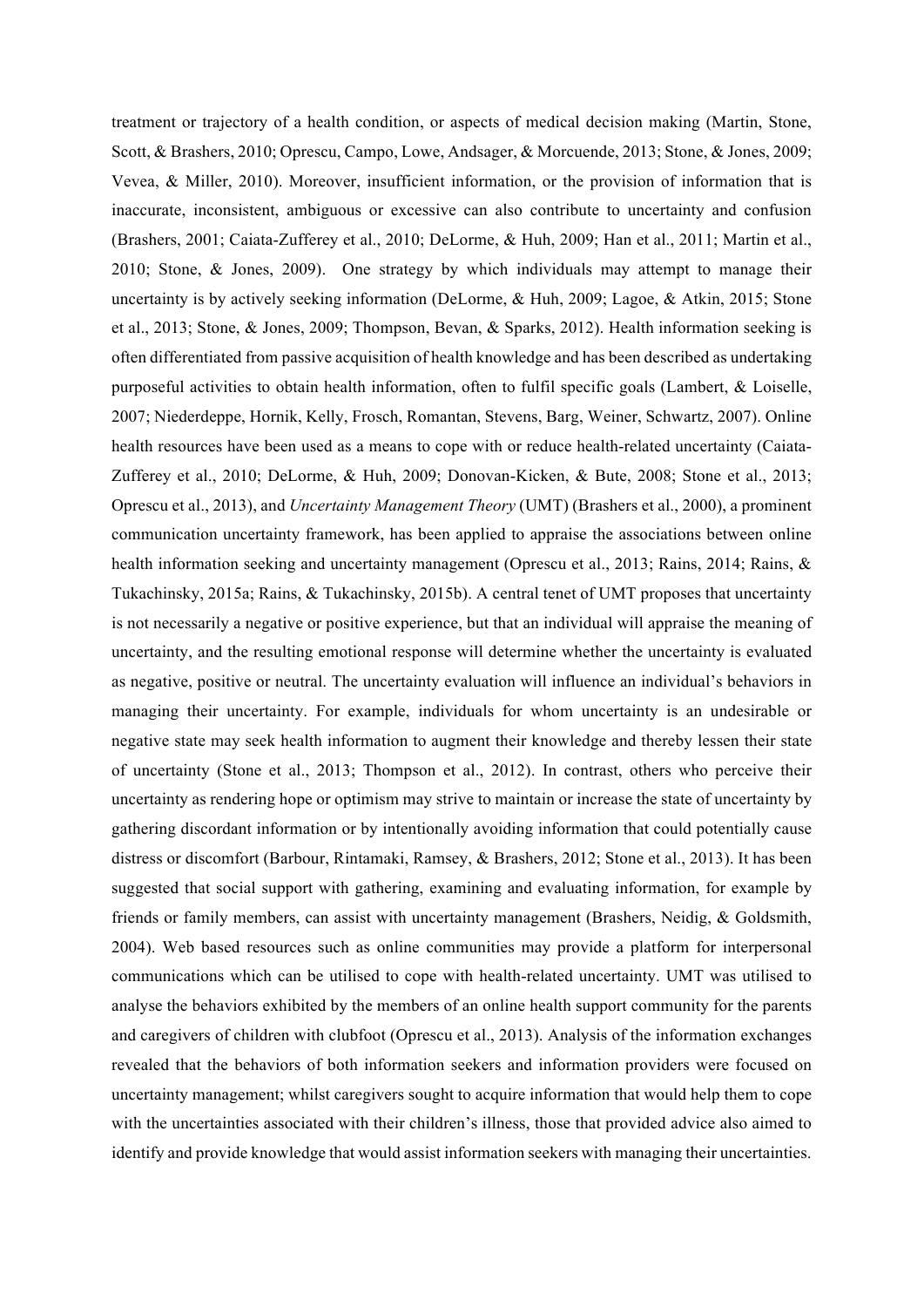treatment or trajectory of a health condition, or aspects of medical decision making (Martin, Stone, Scott, & Brashers, 2010; Oprescu, Campo, Lowe, Andsager, & Morcuende, 2013; Stone, & Jones, 2009; Vevea, & Miller, 2010). Moreover, insufficient information, or the provision of information that is inaccurate, inconsistent, ambiguous or excessive can also contribute to uncertainty and confusion (Brashers, 2001; Caiata-Zufferey et al., 2010; DeLorme, & Huh, 2009; Han et al., 2011; Martin et al., 2010; Stone, & Jones, 2009). One strategy by which individuals may attempt to manage their uncertainty is by actively seeking information (DeLorme, & Huh, 2009; Lagoe, & Atkin, 2015; Stone et al., 2013; Stone, & Jones, 2009; Thompson, Bevan, & Sparks, 2012). Health information seeking is often differentiated from passive acquisition of health knowledge and has been described as undertaking purposeful activities to obtain health information, often to fulfil specific goals (Lambert, & Loiselle, 2007; Niederdeppe, Hornik, Kelly, Frosch, Romantan, Stevens, Barg, Weiner, Schwartz, 2007). Online health resources have been used as a means to cope with or reduce health-related uncertainty (Caiata-Zufferey et al., 2010; DeLorme, & Huh, 2009; Donovan-Kicken, & Bute, 2008; Stone et al., 2013; Oprescu et al., 2013), and *Uncertainty Management Theory* (UMT) (Brashers et al., 2000), a prominent communication uncertainty framework, has been applied to appraise the associations between online health information seeking and uncertainty management (Oprescu et al., 2013; Rains, 2014; Rains, & Tukachinsky, 2015a; Rains, & Tukachinsky, 2015b). A central tenet of UMT proposes that uncertainty is not necessarily a negative or positive experience, but that an individual will appraise the meaning of uncertainty, and the resulting emotional response will determine whether the uncertainty is evaluated as negative, positive or neutral. The uncertainty evaluation will influence an individual's behaviors in managing their uncertainty. For example, individuals for whom uncertainty is an undesirable or negative state may seek health information to augment their knowledge and thereby lessen their state of uncertainty (Stone et al., 2013; Thompson et al., 2012). In contrast, others who perceive their uncertainty as rendering hope or optimism may strive to maintain or increase the state of uncertainty by gathering discordant information or by intentionally avoiding information that could potentially cause distress or discomfort (Barbour, Rintamaki, Ramsey, & Brashers, 2012; Stone et al., 2013). It has been suggested that social support with gathering, examining and evaluating information, for example by friends or family members, can assist with uncertainty management (Brashers, Neidig, & Goldsmith, 2004). Web based resources such as online communities may provide a platform for interpersonal communications which can be utilised to cope with health-related uncertainty. UMT was utilised to analyse the behaviors exhibited by the members of an online health support community for the parents and caregivers of children with clubfoot (Oprescu et al., 2013). Analysis of the information exchanges revealed that the behaviors of both information seekers and information providers were focused on uncertainty management; whilst caregivers sought to acquire information that would help them to cope with the uncertainties associated with their children's illness, those that provided advice also aimed to identify and provide knowledge that would assist information seekers with managing their uncertainties.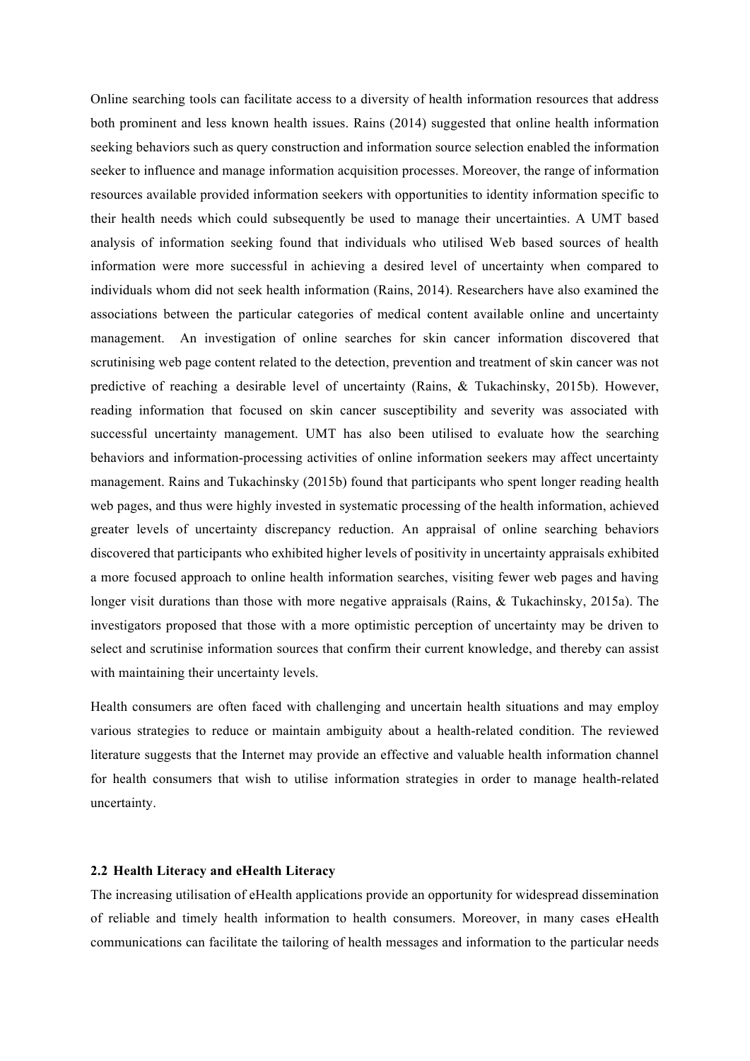Online searching tools can facilitate access to a diversity of health information resources that address both prominent and less known health issues. Rains (2014) suggested that online health information seeking behaviors such as query construction and information source selection enabled the information seeker to influence and manage information acquisition processes. Moreover, the range of information resources available provided information seekers with opportunities to identity information specific to their health needs which could subsequently be used to manage their uncertainties. A UMT based analysis of information seeking found that individuals who utilised Web based sources of health information were more successful in achieving a desired level of uncertainty when compared to individuals whom did not seek health information (Rains, 2014). Researchers have also examined the associations between the particular categories of medical content available online and uncertainty management. An investigation of online searches for skin cancer information discovered that scrutinising web page content related to the detection, prevention and treatment of skin cancer was not predictive of reaching a desirable level of uncertainty (Rains, & Tukachinsky, 2015b). However, reading information that focused on skin cancer susceptibility and severity was associated with successful uncertainty management. UMT has also been utilised to evaluate how the searching behaviors and information-processing activities of online information seekers may affect uncertainty management. Rains and Tukachinsky (2015b) found that participants who spent longer reading health web pages, and thus were highly invested in systematic processing of the health information, achieved greater levels of uncertainty discrepancy reduction. An appraisal of online searching behaviors discovered that participants who exhibited higher levels of positivity in uncertainty appraisals exhibited a more focused approach to online health information searches, visiting fewer web pages and having longer visit durations than those with more negative appraisals (Rains, & Tukachinsky, 2015a). The investigators proposed that those with a more optimistic perception of uncertainty may be driven to select and scrutinise information sources that confirm their current knowledge, and thereby can assist with maintaining their uncertainty levels.

Health consumers are often faced with challenging and uncertain health situations and may employ various strategies to reduce or maintain ambiguity about a health-related condition. The reviewed literature suggests that the Internet may provide an effective and valuable health information channel for health consumers that wish to utilise information strategies in order to manage health-related uncertainty.

### 2.2 Health Literacy and eHealth Literacy

The increasing utilisation of eHealth applications provide an opportunity for widespread dissemination of reliable and timely health information to health consumers. Moreover, in many cases eHealth communications can facilitate the tailoring of health messages and information to the particular needs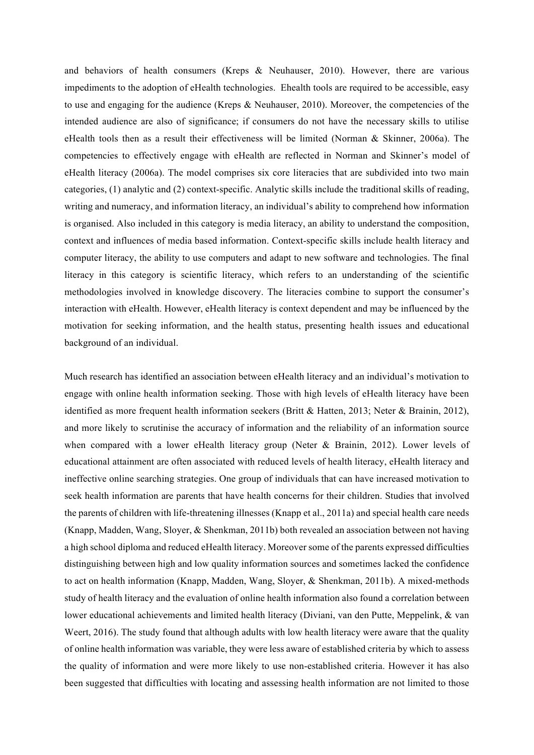and behaviors of health consumers (Kreps & Neuhauser, 2010). However, there are various impediments to the adoption of eHealth technologies. Ehealth tools are required to be accessible, easy to use and engaging for the audience (Kreps & Neuhauser, 2010). Moreover, the competencies of the intended audience are also of significance; if consumers do not have the necessary skills to utilise eHealth tools then as a result their effectiveness will be limited (Norman & Skinner, 2006a). The competencies to effectively engage with eHealth are reflected in Norman and Skinner's model of eHealth literacy (2006a). The model comprises six core literacies that are subdivided into two main categories, (1) analytic and (2) context-specific. Analytic skills include the traditional skills of reading, writing and numeracy, and information literacy, an individual's ability to comprehend how information is organised. Also included in this category is media literacy, an ability to understand the composition, context and influences of media based information. Context-specific skills include health literacy and computer literacy, the ability to use computers and adapt to new software and technologies. The final literacy in this category is scientific literacy, which refers to an understanding of the scientific methodologies involved in knowledge discovery. The literacies combine to support the consumer's interaction with eHealth. However, eHealth literacy is context dependent and may be influenced by the motivation for seeking information, and the health status, presenting health issues and educational background of an individual.

Much research has identified an association between eHealth literacy and an individual's motivation to engage with online health information seeking. Those with high levels of eHealth literacy have been identified as more frequent health information seekers (Britt & Hatten, 2013; Neter & Brainin, 2012), and more likely to scrutinise the accuracy of information and the reliability of an information source when compared with a lower eHealth literacy group (Neter & Brainin, 2012). Lower levels of educational attainment are often associated with reduced levels of health literacy, eHealth literacy and ineffective online searching strategies. One group of individuals that can have increased motivation to seek health information are parents that have health concerns for their children. Studies that involved the parents of children with life-threatening illnesses (Knapp et al., 2011a) and special health care needs (Knapp, Madden, Wang, Sloyer, & Shenkman, 2011b) both revealed an association between not having a high school diploma and reduced eHealth literacy. Moreover some of the parents expressed difficulties distinguishing between high and low quality information sources and sometimes lacked the confidence to act on health information (Knapp, Madden, Wang, Sloyer, & Shenkman, 2011b). A mixed-methods study of health literacy and the evaluation of online health information also found a correlation between lower educational achievements and limited health literacy (Diviani, van den Putte, Meppelink, & van Weert, 2016). The study found that although adults with low health literacy were aware that the quality of online health information was variable, they were less aware of established criteria by which to assess the quality of information and were more likely to use non-established criteria. However it has also been suggested that difficulties with locating and assessing health information are not limited to those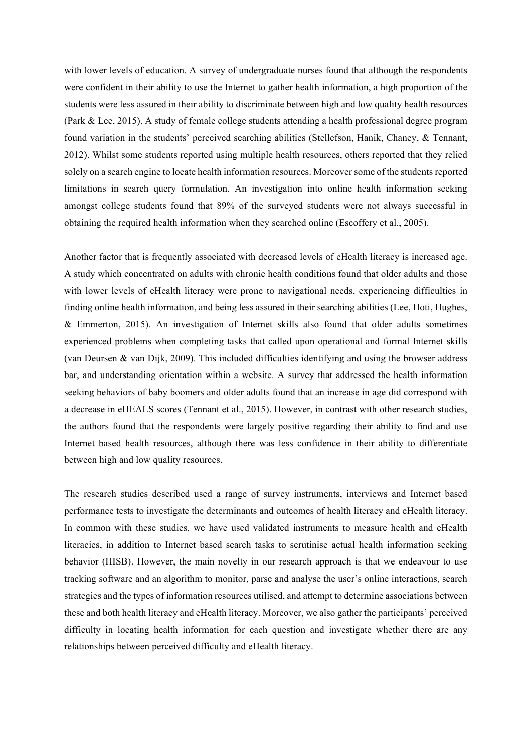with lower levels of education. A survey of undergraduate nurses found that although the respondents were confident in their ability to use the Internet to gather health information, a high proportion of the students were less assured in their ability to discriminate between high and low quality health resources (Park & Lee, 2015). A study of female college students attending a health professional degree program found variation in the students' perceived searching abilities (Stellefson, Hanik, Chaney, & Tennant, 2012). Whilst some students reported using multiple health resources, others reported that they relied solely on a search engine to locate health information resources. Moreover some of the students reported limitations in search query formulation. An investigation into online health information seeking amongst college students found that 89% of the surveyed students were not always successful in obtaining the required health information when they searched online (Escoffery et al., 2005).

Another factor that is frequently associated with decreased levels of eHealth literacy is increased age. A study which concentrated on adults with chronic health conditions found that older adults and those with lower levels of eHealth literacy were prone to navigational needs, experiencing difficulties in finding online health information, and being less assured in their searching abilities (Lee, Hoti, Hughes, & Emmerton, 2015). An investigation of Internet skills also found that older adults sometimes experienced problems when completing tasks that called upon operational and formal Internet skills (van Deursen & van Dijk, 2009). This included difficulties identifying and using the browser address bar, and understanding orientation within a website. A survey that addressed the health information seeking behaviors of baby boomers and older adults found that an increase in age did correspond with a decrease in eHEALS scores (Tennant et al., 2015). However, in contrast with other research studies, the authors found that the respondents were largely positive regarding their ability to find and use Internet based health resources, although there was less confidence in their ability to differentiate between high and low quality resources.

The research studies described used a range of survey instruments, interviews and Internet based performance tests to investigate the determinants and outcomes of health literacy and eHealth literacy. In common with these studies, we have used validated instruments to measure health and eHealth literacies, in addition to Internet based search tasks to scrutinise actual health information seeking behavior (HISB). However, the main novelty in our research approach is that we endeavour to use tracking software and an algorithm to monitor, parse and analyse the user's online interactions, search strategies and the types of information resources utilised, and attempt to determine associations between these and both health literacy and eHealth literacy. Moreover, we also gather the participants' perceived difficulty in locating health information for each question and investigate whether there are any relationships between perceived difficulty and eHealth literacy.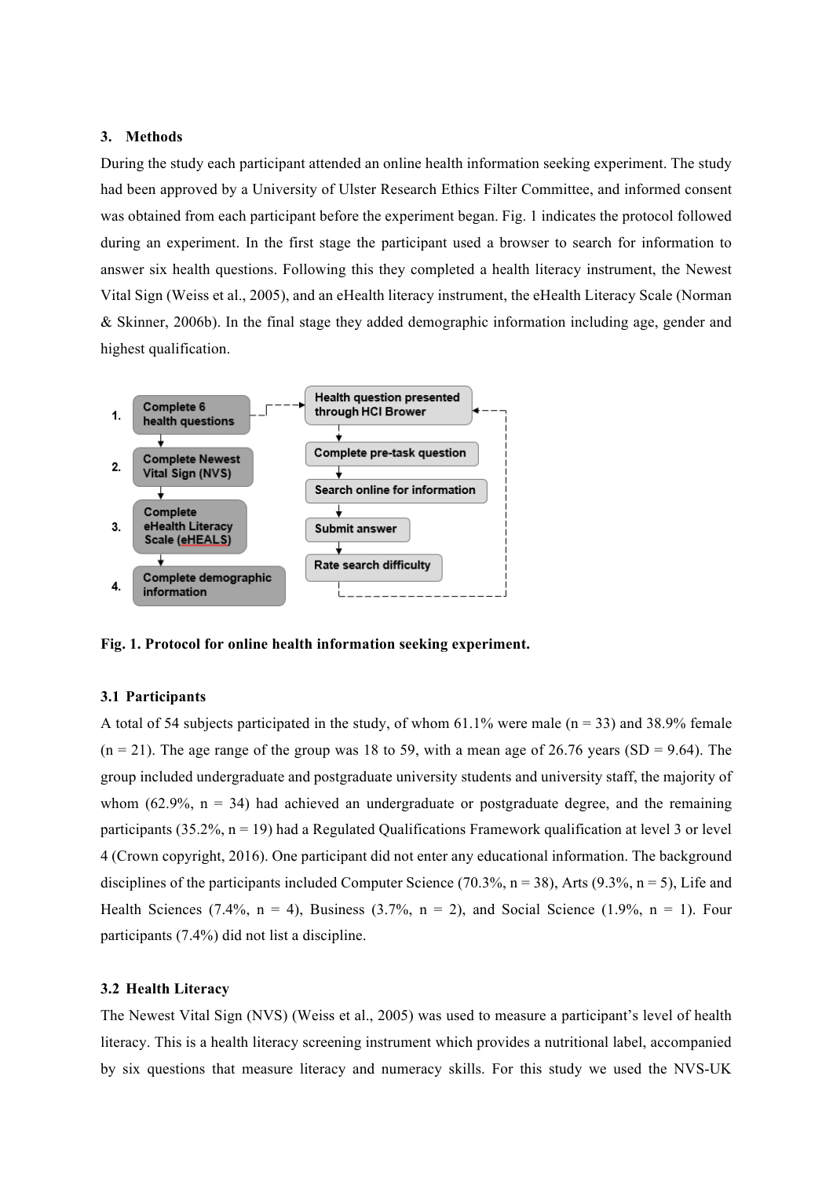## 3. Methods

During the study each participant attended an online health information seeking experiment. The study had been approved by a University of Ulster Research Ethics Filter Committee, and informed consent was obtained from each participant before the experiment began. Fig. 1 indicates the protocol followed during an experiment. In the first stage the participant used a browser to search for information to answer six health questions. Following this they completed a health literacy instrument, the Newest Vital Sign (Weiss et al., 2005), and an eHealth literacy instrument, the eHealth Literacy Scale (Norman & Skinner, 2006b). In the final stage they added demographic information including age, gender and highest qualification.

**Fig. 1. Protocol for online health information seeking experiment.**

### 3.1 Participants

A total of 54 subjects participated in the study, of whom 61.1% were male (n = 33) and 38.9% female (n = 21). The age range of the group was 18 to 59, with a mean age of 26.76 years (SD = 9.64). The group included undergraduate and postgraduate university students and university staff, the majority of whom (62.9%, n = 34) had achieved an undergraduate or postgraduate degree, and the remaining participants (35.2%, n = 19) had a Regulated Qualifications Framework qualification at level 3 or level 4 (Crown copyright, 2016). One participant did not enter any educational information. The background disciplines of the participants included Computer Science (70.3%, n = 38), Arts (9.3%, n = 5), Life and Health Sciences (7.4%, n = 4), Business (3.7%, n = 2), and Social Science (1.9%, n = 1). Four participants (7.4%) did not list a discipline.

### 3.2 Health Literacy

The Newest Vital Sign (NVS) (Weiss et al., 2005) was used to measure a participant's level of health literacy. This is a health literacy screening instrument which provides a nutritional label, accompanied by six questions that measure literacy and numeracy skills. For this study we used the NVS-UK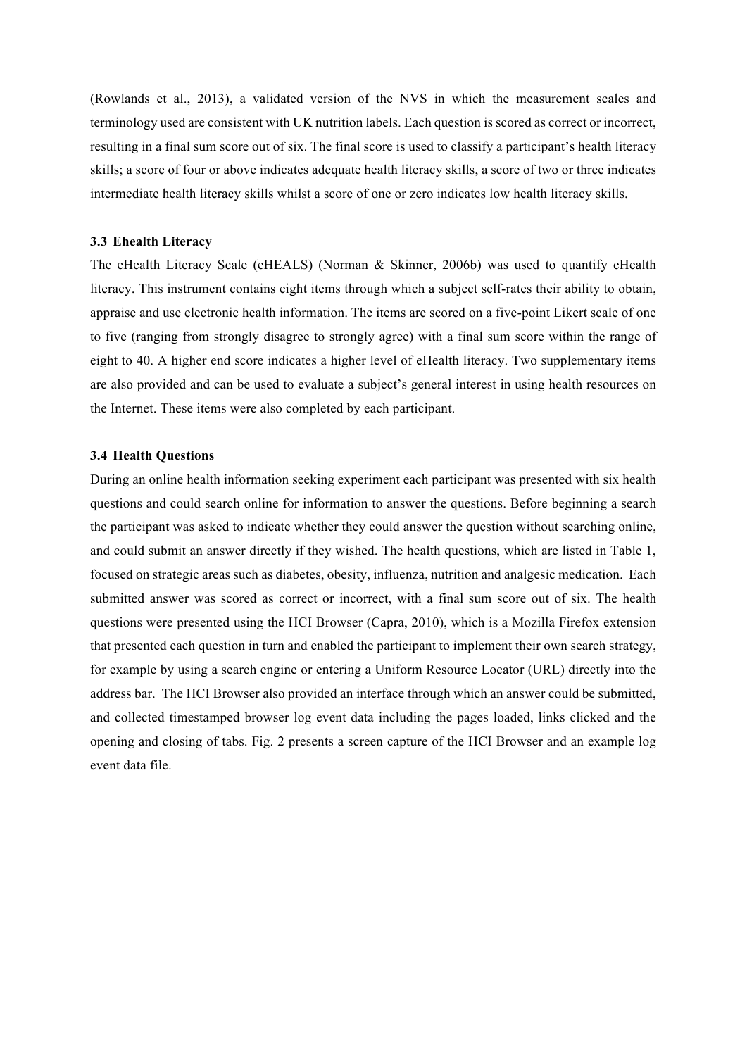(Rowlands et al., 2013), a validated version of the NVS in which the measurement scales and terminology used are consistent with UK nutrition labels. Each question is scored as correct or incorrect, resulting in a final sum score out of six. The final score is used to classify a participant's health literacy skills; a score of four or above indicates adequate health literacy skills, a score of two or three indicates intermediate health literacy skills whilst a score of one or zero indicates low health literacy skills.

### 3.3 Ehealth Literacy

The eHealth Literacy Scale (eHEALS) (Norman & Skinner, 2006b) was used to quantify eHealth literacy. This instrument contains eight items through which a subject self-rates their ability to obtain, appraise and use electronic health information. The items are scored on a five-point Likert scale of one to five (ranging from strongly disagree to strongly agree) with a final sum score within the range of eight to 40. A higher end score indicates a higher level of eHealth literacy. Two supplementary items are also provided and can be used to evaluate a subject's general interest in using health resources on the Internet. These items were also completed by each participant.

### 3.4 Health Questions

During an online health information seeking experiment each participant was presented with six health questions and could search online for information to answer the questions. Before beginning a search the participant was asked to indicate whether they could answer the question without searching online, and could submit an answer directly if they wished. The health questions, which are listed in Table 1, focused on strategic areas such as diabetes, obesity, influenza, nutrition and analgesic medication. Each submitted answer was scored as correct or incorrect, with a final sum score out of six. The health questions were presented using the HCI Browser (Capra, 2010), which is a Mozilla Firefox extension that presented each question in turn and enabled the participant to implement their own search strategy, for example by using a search engine or entering a Uniform Resource Locator (URL) directly into the address bar. The HCI Browser also provided an interface through which an answer could be submitted, and collected timestamped browser log event data including the pages loaded, links clicked and the opening and closing of tabs. Fig. 2 presents a screen capture of the HCI Browser and an example log event data file.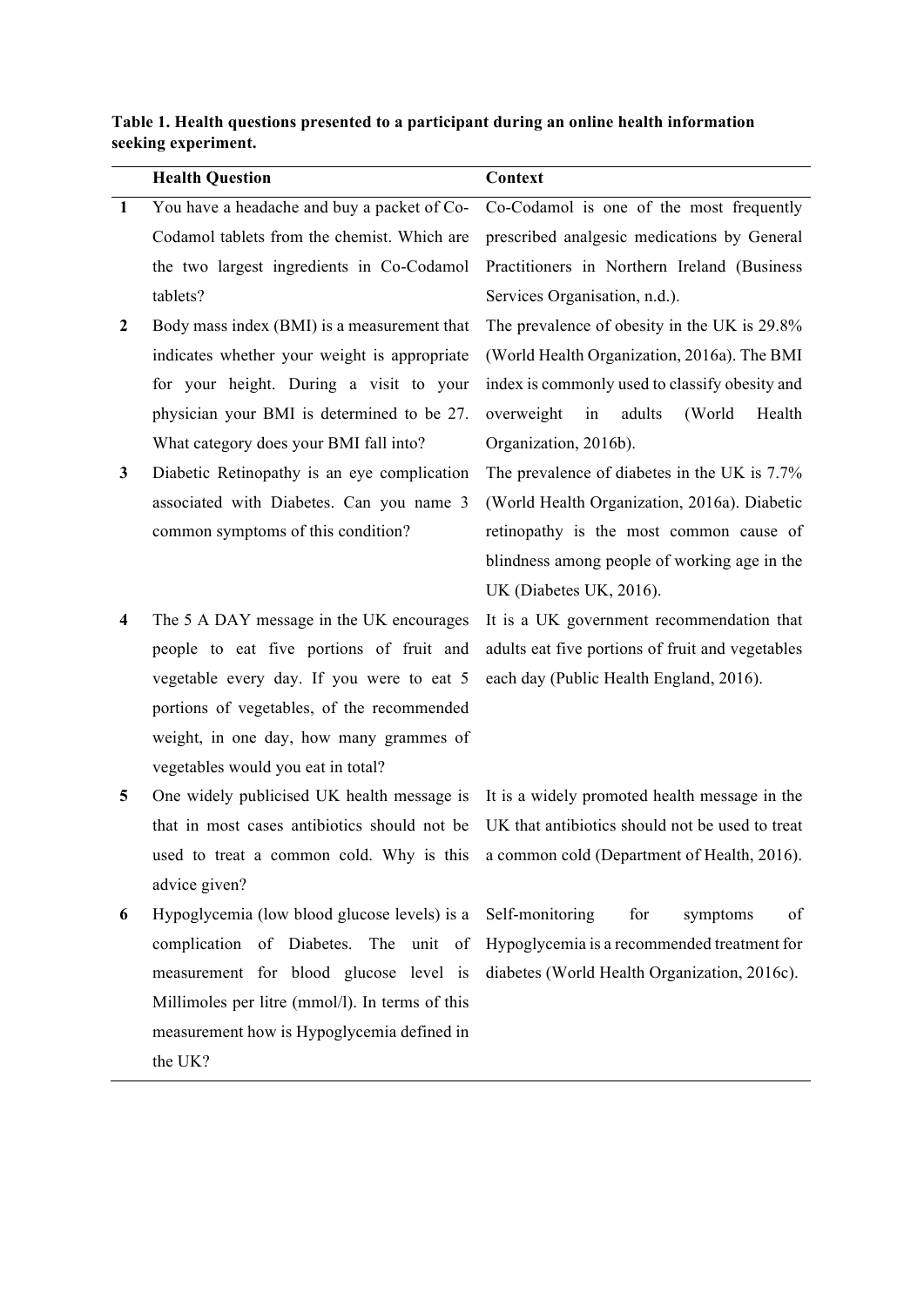**Table 1. Health questions presented to a participant during an online health information seeking experiment.**

| | Health Question | Context |
|---|---|---|
| 1 | You have a headache and buy a packet of Co-Codamol tablets from the chemist. Which are the two largest ingredients in Co-Codamol tablets? | Co-Codamol is one of the most frequently prescribed analgesic medications by General Practitioners in Northern Ireland (Business Services Organisation, n.d.). |
| 2 | Body mass index (BMI) is a measurement that indicates whether your weight is appropriate for your height. During a visit to your physician your BMI is determined to be 27. What category does your BMI fall into? | The prevalence of obesity in the UK is 29.8% (World Health Organization, 2016a). The BMI index is commonly used to classify obesity and overweight in adults (World Health Organization, 2016b). |
| 3 | Diabetic Retinopathy is an eye complication associated with Diabetes. Can you name 3 common symptoms of this condition? | The prevalence of diabetes in the UK is 7.7% (World Health Organization, 2016a). Diabetic retinopathy is the most common cause of blindness among people of working age in the UK (Diabetes UK, 2016). |
| 4 | The 5 A DAY message in the UK encourages people to eat five portions of fruit and vegetable every day. If you were to eat 5 portions of vegetables, of the recommended weight, in one day, how many grammes of vegetables would you eat in total? | It is a UK government recommendation that adults eat five portions of fruit and vegetables each day (Public Health England, 2016). |
| 5 | One widely publicised UK health message is that in most cases antibiotics should not be used to treat a common cold. Why is this advice given? | It is a widely promoted health message in the UK that antibiotics should not be used to treat a common cold (Department of Health, 2016). |
| 6 | Hypoglycemia (low blood glucose levels) is a complication of Diabetes. The unit of measurement for blood glucose level is Millimoles per litre (mmol/l). In terms of this measurement how is Hypoglycemia defined in the UK? | Self-monitoring for symptoms of Hypoglycemia is a recommended treatment for diabetes (World Health Organization, 2016c). |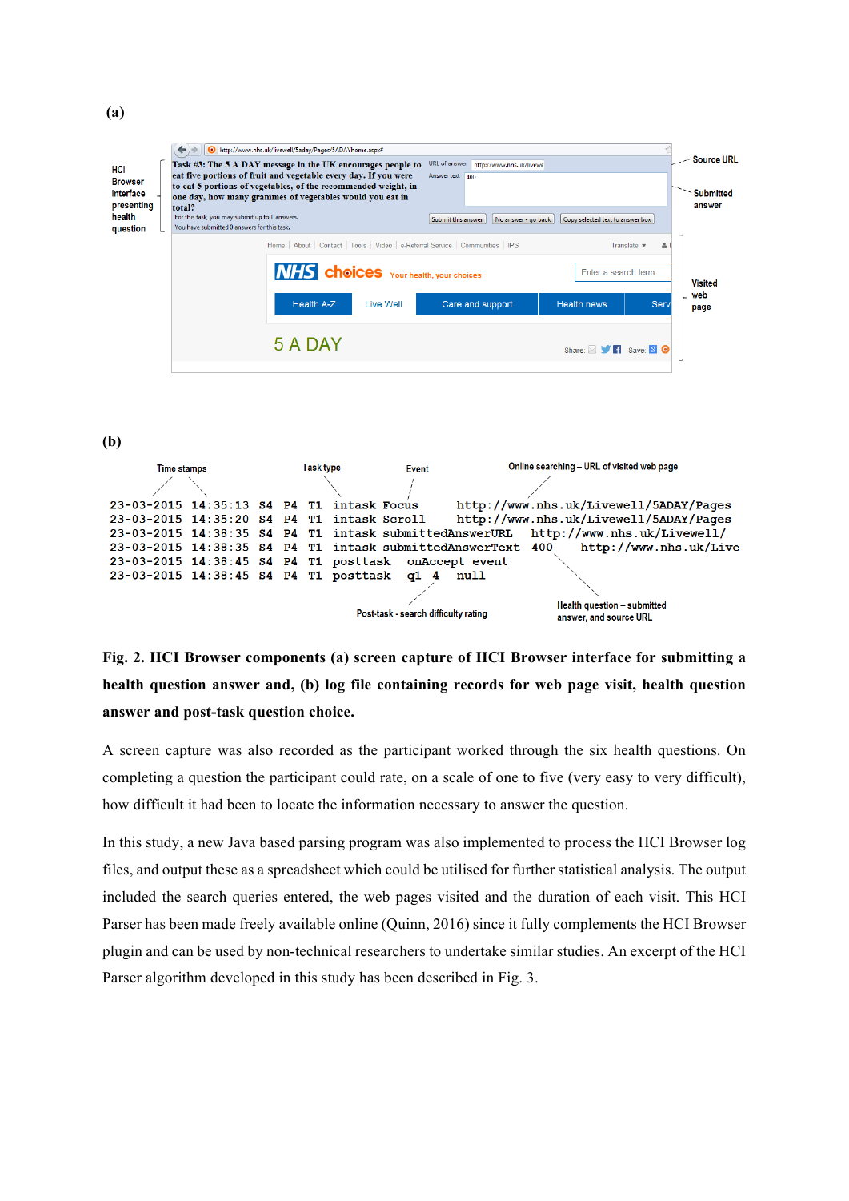**(a)**

**(b)**

```
23-03-2015 14:35:13 S4 P4 T1 intask Focus          http://www.nhs.uk/Livewell/5ADAY/Pages
23-03-2015 14:35:20 S4 P4 T1 intask Scroll         http://www.nhs.uk/Livewell/5ADAY/Pages
23-03-2015 14:38:35 S4 P4 T1 intask submittedAnswerURL   http://www.nhs.uk/Livewell/
23-03-2015 14:38:35 S4 P4 T1 intask submittedAnswerText  400    http://www.nhs.uk/Live
23-03-2015 14:38:45 S4 P4 T1 posttask  onAccept event
23-03-2015 14:38:45 S4 P4 T1 posttask  q1  4   null
```

**Fig. 2. HCI Browser components (a) screen capture of HCI Browser interface for submitting a health question answer and, (b) log file containing records for web page visit, health question answer and post-task question choice.**

A screen capture was also recorded as the participant worked through the six health questions. On completing a question the participant could rate, on a scale of one to five (very easy to very difficult), how difficult it had been to locate the information necessary to answer the question.

In this study, a new Java based parsing program was also implemented to process the HCI Browser log files, and output these as a spreadsheet which could be utilised for further statistical analysis. The output included the search queries entered, the web pages visited and the duration of each visit. This HCI Parser has been made freely available online (Quinn, 2016) since it fully complements the HCI Browser plugin and can be used by non-technical researchers to undertake similar studies. An excerpt of the HCI Parser algorithm developed in this study has been described in Fig. 3.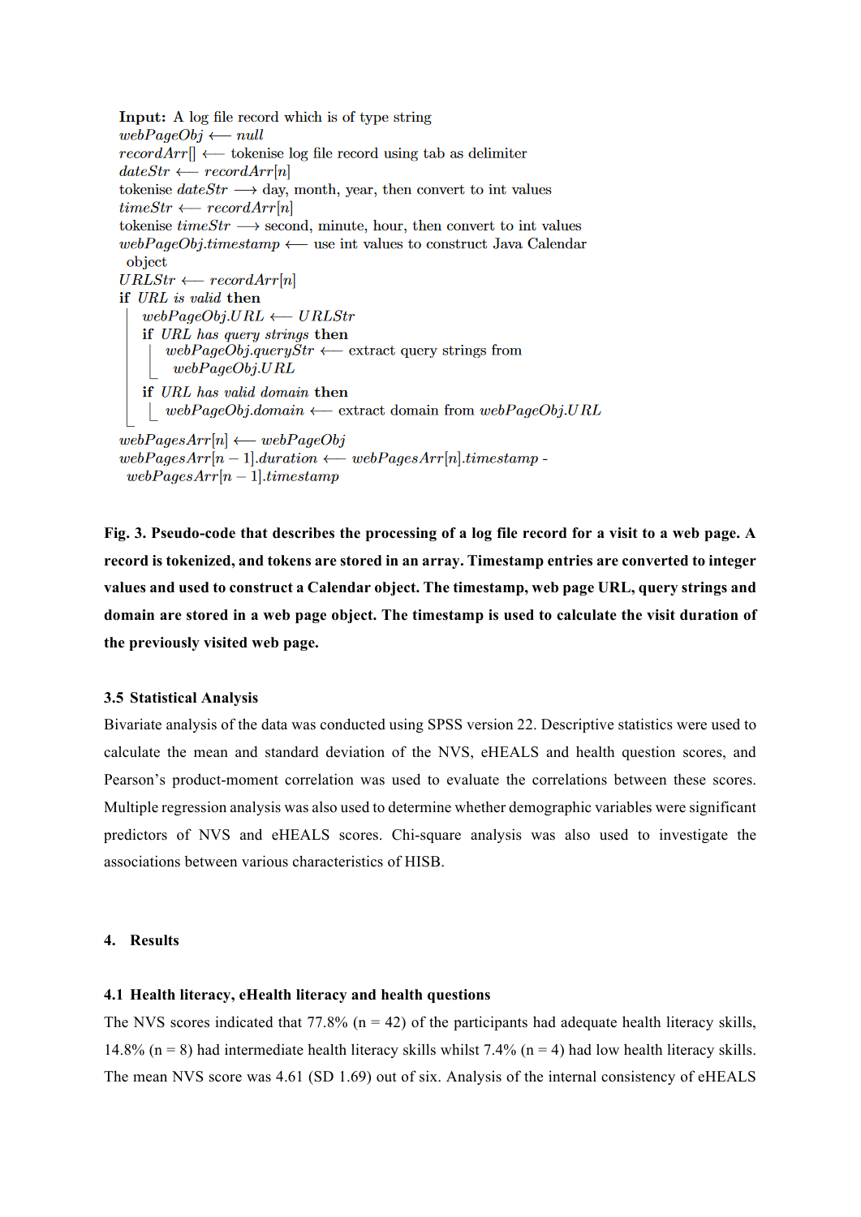**Input:** A log file record which is of type string
*webPageObj* ⟵ *null*
*recordArr*[] ⟵ tokenise log file record using tab as delimiter
*dateStr* ⟵ *recordArr*[*n*]
tokenise *dateStr* ⟶ day, month, year, then convert to int values
*timeStr* ⟵ *recordArr*[*n*]
tokenise *timeStr* ⟶ second, minute, hour, then convert to int values
*webPageObj.timestamp* ⟵ use int values to construct Java Calendar object
*URLStr* ⟵ *recordArr*[*n*]
**if** *URL is valid* **then**
  *webPageObj.URL* ⟵ *URLStr*
  **if** *URL has query strings* **then**
    *webPageObj.queryStr* ⟵ extract query strings from *webPageObj.URL*
  **if** *URL has valid domain* **then**
    *webPageObj.domain* ⟵ extract domain from *webPageObj.URL*
*webPagesArr*[*n*] ⟵ *webPageObj*
*webPagesArr*[*n* − 1]*.duration* ⟵ *webPagesArr*[*n*]*.timestamp* - *webPagesArr*[*n* − 1]*.timestamp*

**Fig. 3. Pseudo-code that describes the processing of a log file record for a visit to a web page. A record is tokenized, and tokens are stored in an array. Timestamp entries are converted to integer values and used to construct a Calendar object. The timestamp, web page URL, query strings and domain are stored in a web page object. The timestamp is used to calculate the visit duration of the previously visited web page.**

### 3.5 Statistical Analysis

Bivariate analysis of the data was conducted using SPSS version 22. Descriptive statistics were used to calculate the mean and standard deviation of the NVS, eHEALS and health question scores, and Pearson's product-moment correlation was used to evaluate the correlations between these scores. Multiple regression analysis was also used to determine whether demographic variables were significant predictors of NVS and eHEALS scores. Chi-square analysis was also used to investigate the associations between various characteristics of HISB.

## 4. Results

### 4.1 Health literacy, eHealth literacy and health questions

The NVS scores indicated that 77.8% (n = 42) of the participants had adequate health literacy skills, 14.8% (n = 8) had intermediate health literacy skills whilst 7.4% (n = 4) had low health literacy skills. The mean NVS score was 4.61 (SD 1.69) out of six. Analysis of the internal consistency of eHEALS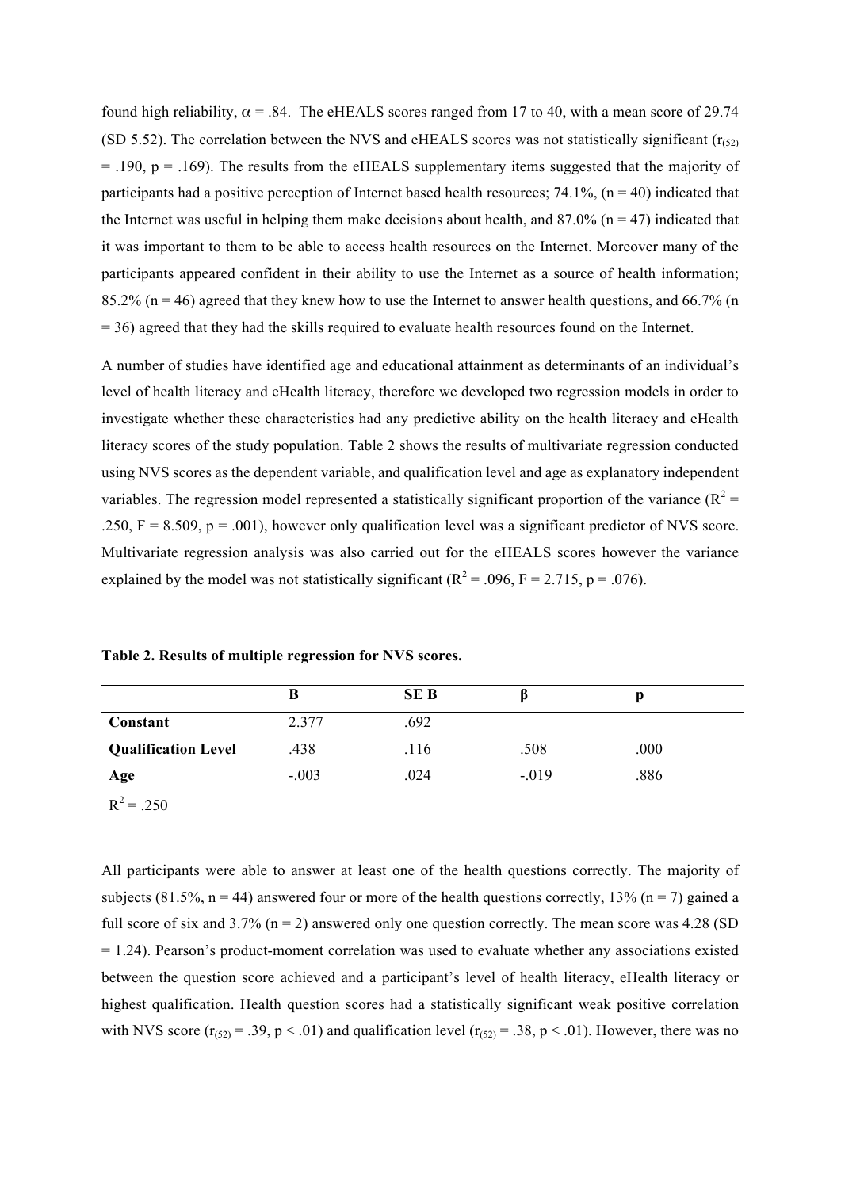found high reliability, $\alpha = .84$. The eHEALS scores ranged from 17 to 40, with a mean score of 29.74 (SD 5.52). The correlation between the NVS and eHEALS scores was not statistically significant ($r_{(52)} = .190$, $p = .169$). The results from the eHEALS supplementary items suggested that the majority of participants had a positive perception of Internet based health resources; 74.1%, (n = 40) indicated that the Internet was useful in helping them make decisions about health, and 87.0% (n = 47) indicated that it was important to them to be able to access health resources on the Internet. Moreover many of the participants appeared confident in their ability to use the Internet as a source of health information; 85.2% (n = 46) agreed that they knew how to use the Internet to answer health questions, and 66.7% (n = 36) agreed that they had the skills required to evaluate health resources found on the Internet.

A number of studies have identified age and educational attainment as determinants of an individual's level of health literacy and eHealth literacy, therefore we developed two regression models in order to investigate whether these characteristics had any predictive ability on the health literacy and eHealth literacy scores of the study population. Table 2 shows the results of multivariate regression conducted using NVS scores as the dependent variable, and qualification level and age as explanatory independent variables. The regression model represented a statistically significant proportion of the variance ($R^2 = .250$, $F = 8.509$, $p = .001$), however only qualification level was a significant predictor of NVS score. Multivariate regression analysis was also carried out for the eHEALS scores however the variance explained by the model was not statistically significant ($R^2 = .096$, $F = 2.715$, $p = .076$).

**Table 2. Results of multiple regression for NVS scores.**

| | B | SE B | β | p |
|---|---|---|---|---|
| **Constant** | 2.377 | .692 | | |
| **Qualification Level** | .438 | .116 | .508 | .000 |
| **Age** | -.003 | .024 | -.019 | .886 |

$R^2 = .250$

All participants were able to answer at least one of the health questions correctly. The majority of subjects (81.5%, n = 44) answered four or more of the health questions correctly, 13% (n = 7) gained a full score of six and 3.7% (n = 2) answered only one question correctly. The mean score was 4.28 (SD = 1.24). Pearson's product-moment correlation was used to evaluate whether any associations existed between the question score achieved and a participant's level of health literacy, eHealth literacy or highest qualification. Health question scores had a statistically significant weak positive correlation with NVS score ($r_{(52)} = .39$, $p < .01$) and qualification level ($r_{(52)} = .38$, $p < .01$). However, there was no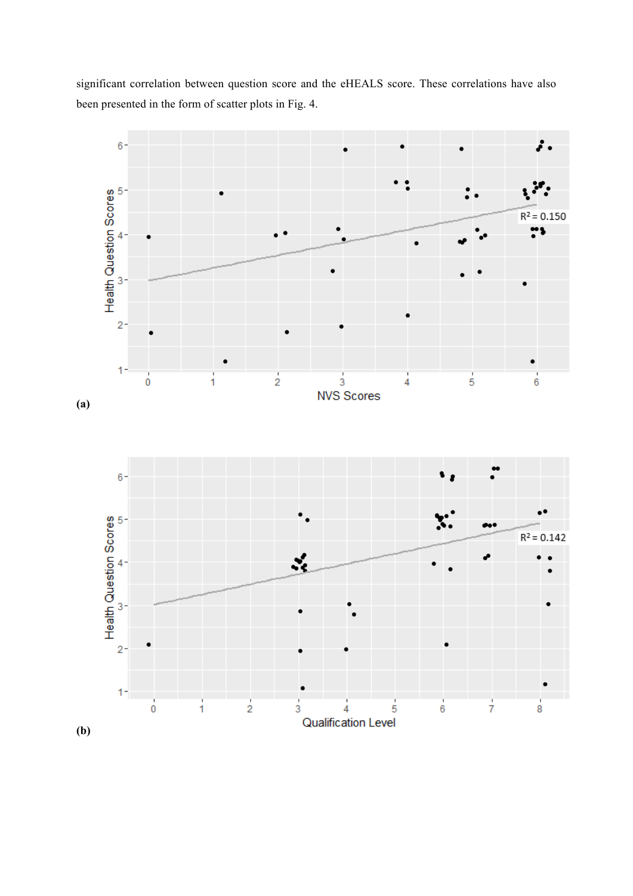significant correlation between question score and the eHEALS score. These correlations have also been presented in the form of scatter plots in Fig. 4.

(a)

(b)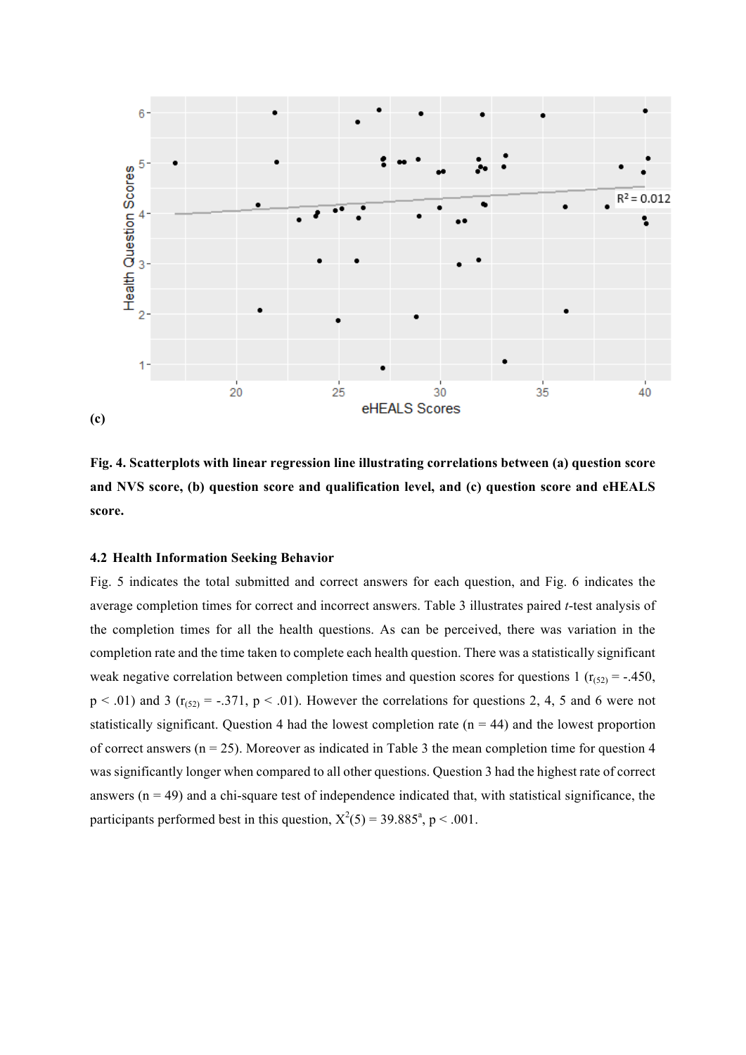(c)

**Fig. 4. Scatterplots with linear regression line illustrating correlations between (a) question score and NVS score, (b) question score and qualification level, and (c) question score and eHEALS score.**

### 4.2 Health Information Seeking Behavior

Fig. 5 indicates the total submitted and correct answers for each question, and Fig. 6 indicates the average completion times for correct and incorrect answers. Table 3 illustrates paired *t*-test analysis of the completion times for all the health questions. As can be perceived, there was variation in the completion rate and the time taken to complete each health question. There was a statistically significant weak negative correlation between completion times and question scores for questions 1 ($r_{(52)} = -.450$, $p < .01$) and 3 ($r_{(52)} = -.371$, $p < .01$). However the correlations for questions 2, 4, 5 and 6 were not statistically significant. Question 4 had the lowest completion rate (n = 44) and the lowest proportion of correct answers (n = 25). Moreover as indicated in Table 3 the mean completion time for question 4 was significantly longer when compared to all other questions. Question 3 had the highest rate of correct answers (n = 49) and a chi-square test of independence indicated that, with statistical significance, the participants performed best in this question, $X^2(5) = 39.885^a$, $p < .001$.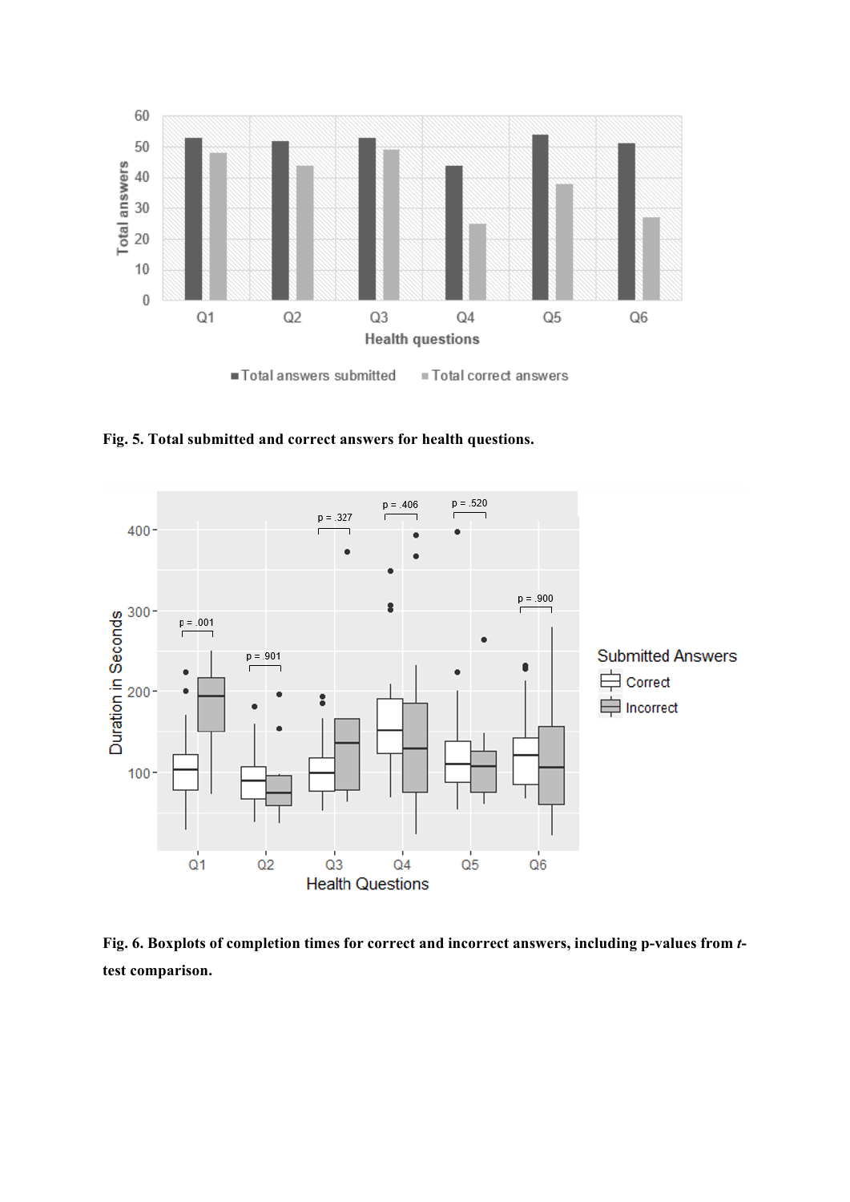**Fig. 5. Total submitted and correct answers for health questions.**

**Fig. 6. Boxplots of completion times for correct and incorrect answers, including p-values from *t*-test comparison.**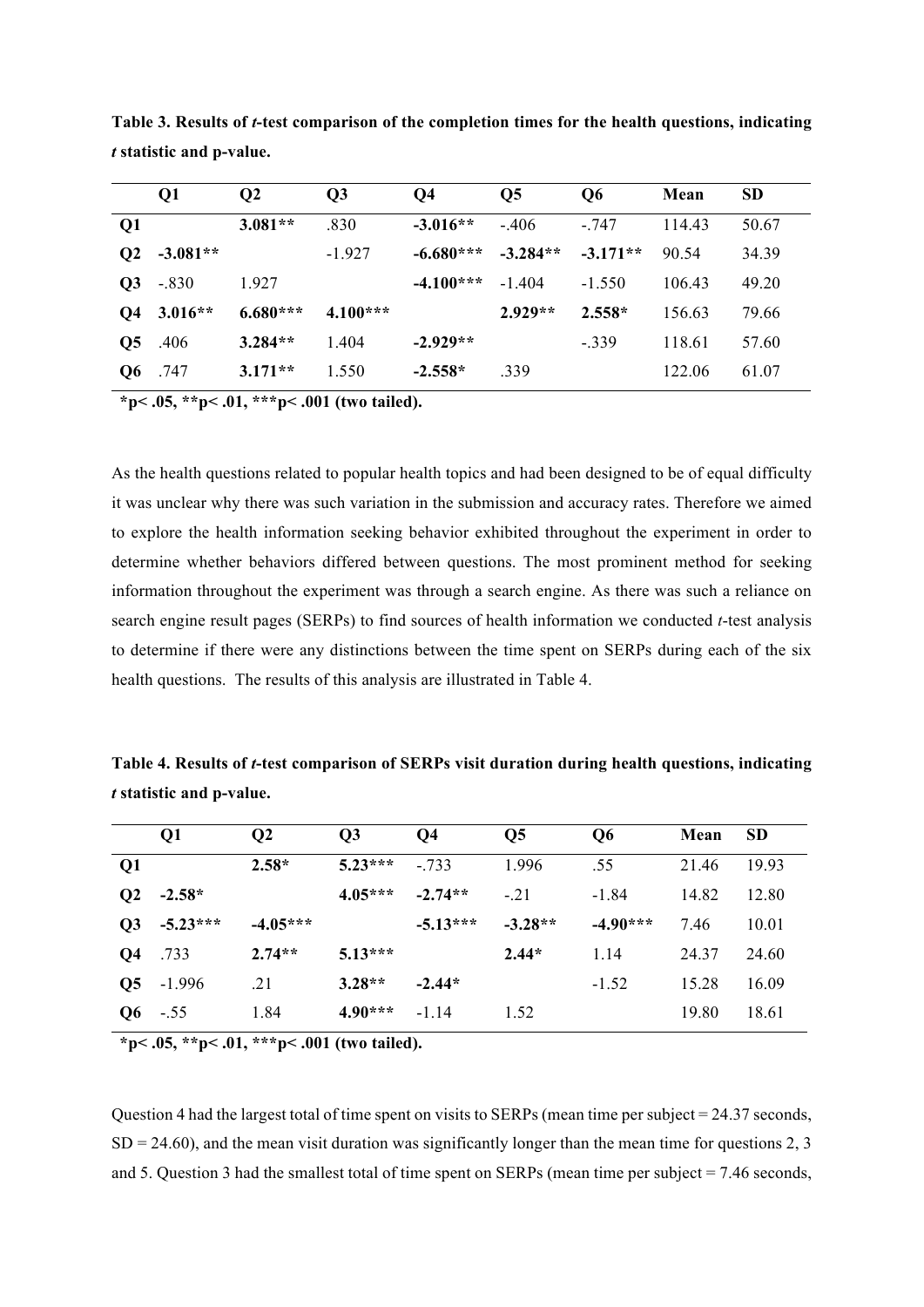**Table 3. Results of *t*-test comparison of the completion times for the health questions, indicating *t* statistic and p-value.**

| | Q1 | Q2 | Q3 | Q4 | Q5 | Q6 | Mean | SD |
|---|---|---|---|---|---|---|---|---|
| **Q1** | | **3.081**** | .830 | **-3.016**** | -.406 | -.747 | 114.43 | 50.67 |
| **Q2** | **-3.081**** | | -1.927 | **-6.680***** | **-3.284**** | **-3.171**** | 90.54 | 34.39 |
| **Q3** | -.830 | 1.927 | | **-4.100***** | -1.404 | -1.550 | 106.43 | 49.20 |
| **Q4** | **3.016**** | **6.680***** | **4.100***** | | **2.929**** | **2.558*** | 156.63 | 79.66 |
| **Q5** | .406 | **3.284**** | 1.404 | **-2.929**** | | -.339 | 118.61 | 57.60 |
| **Q6** | .747 | **3.171**** | 1.550 | **-2.558*** | .339 | | 122.06 | 61.07 |

**\*p< .05, \*\*p< .01, \*\*\*p< .001 (two tailed).**

As the health questions related to popular health topics and had been designed to be of equal difficulty it was unclear why there was such variation in the submission and accuracy rates. Therefore we aimed to explore the health information seeking behavior exhibited throughout the experiment in order to determine whether behaviors differed between questions. The most prominent method for seeking information throughout the experiment was through a search engine. As there was such a reliance on search engine result pages (SERPs) to find sources of health information we conducted *t*-test analysis to determine if there were any distinctions between the time spent on SERPs during each of the six health questions. The results of this analysis are illustrated in Table 4.

**Table 4. Results of *t*-test comparison of SERPs visit duration during health questions, indicating *t* statistic and p-value.**

| | Q1 | Q2 | Q3 | Q4 | Q5 | Q6 | Mean | SD |
|---|---|---|---|---|---|---|---|---|
| **Q1** | | **2.58*** | **5.23***** | -.733 | 1.996 | .55 | 21.46 | 19.93 |
| **Q2** | **-2.58*** | | **4.05***** | **-2.74**** | -.21 | -1.84 | 14.82 | 12.80 |
| **Q3** | **-5.23***** | **-4.05***** | | **-5.13***** | **-3.28**** | **-4.90***** | 7.46 | 10.01 |
| **Q4** | .733 | **2.74**** | **5.13***** | | **2.44*** | 1.14 | 24.37 | 24.60 |
| **Q5** | -1.996 | .21 | **3.28**** | **-2.44*** | | -1.52 | 15.28 | 16.09 |
| **Q6** | -.55 | 1.84 | **4.90***** | -1.14 | 1.52 | | 19.80 | 18.61 |

**\*p< .05, \*\*p< .01, \*\*\*p< .001 (two tailed).**

Question 4 had the largest total of time spent on visits to SERPs (mean time per subject = 24.37 seconds, SD = 24.60), and the mean visit duration was significantly longer than the mean time for questions 2, 3 and 5. Question 3 had the smallest total of time spent on SERPs (mean time per subject = 7.46 seconds,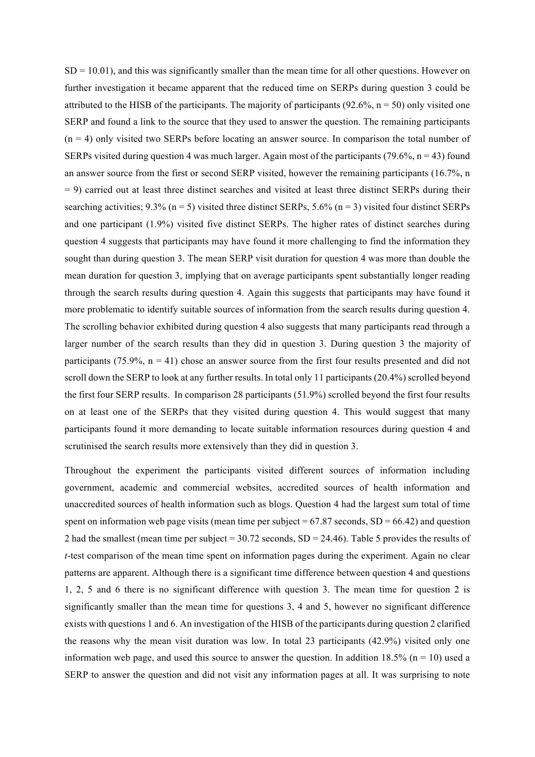SD = 10.01), and this was significantly smaller than the mean time for all other questions. However on further investigation it became apparent that the reduced time on SERPs during question 3 could be attributed to the HISB of the participants. The majority of participants (92.6%, n = 50) only visited one SERP and found a link to the source that they used to answer the question. The remaining participants (n = 4) only visited two SERPs before locating an answer source. In comparison the total number of SERPs visited during question 4 was much larger. Again most of the participants (79.6%, n = 43) found an answer source from the first or second SERP visited, however the remaining participants (16.7%, n = 9) carried out at least three distinct searches and visited at least three distinct SERPs during their searching activities; 9.3% (n = 5) visited three distinct SERPs, 5.6% (n = 3) visited four distinct SERPs and one participant (1.9%) visited five distinct SERPs. The higher rates of distinct searches during question 4 suggests that participants may have found it more challenging to find the information they sought than during question 3. The mean SERP visit duration for question 4 was more than double the mean duration for question 3, implying that on average participants spent substantially longer reading through the search results during question 4. Again this suggests that participants may have found it more problematic to identify suitable sources of information from the search results during question 4. The scrolling behavior exhibited during question 4 also suggests that many participants read through a larger number of the search results than they did in question 3. During question 3 the majority of participants (75.9%, n = 41) chose an answer source from the first four results presented and did not scroll down the SERP to look at any further results. In total only 11 participants (20.4%) scrolled beyond the first four SERP results. In comparison 28 participants (51.9%) scrolled beyond the first four results on at least one of the SERPs that they visited during question 4. This would suggest that many participants found it more demanding to locate suitable information resources during question 4 and scrutinised the search results more extensively than they did in question 3.

Throughout the experiment the participants visited different sources of information including government, academic and commercial websites, accredited sources of health information and unaccredited sources of health information such as blogs. Question 4 had the largest sum total of time spent on information web page visits (mean time per subject = 67.87 seconds, SD = 66.42) and question 2 had the smallest (mean time per subject = 30.72 seconds, SD = 24.46). Table 5 provides the results of *t*-test comparison of the mean time spent on information pages during the experiment. Again no clear patterns are apparent. Although there is a significant time difference between question 4 and questions 1, 2, 5 and 6 there is no significant difference with question 3. The mean time for question 2 is significantly smaller than the mean time for questions 3, 4 and 5, however no significant difference exists with questions 1 and 6. An investigation of the HISB of the participants during question 2 clarified the reasons why the mean visit duration was low. In total 23 participants (42.9%) visited only one information web page, and used this source to answer the question. In addition 18.5% (n = 10) used a SERP to answer the question and did not visit any information pages at all. It was surprising to note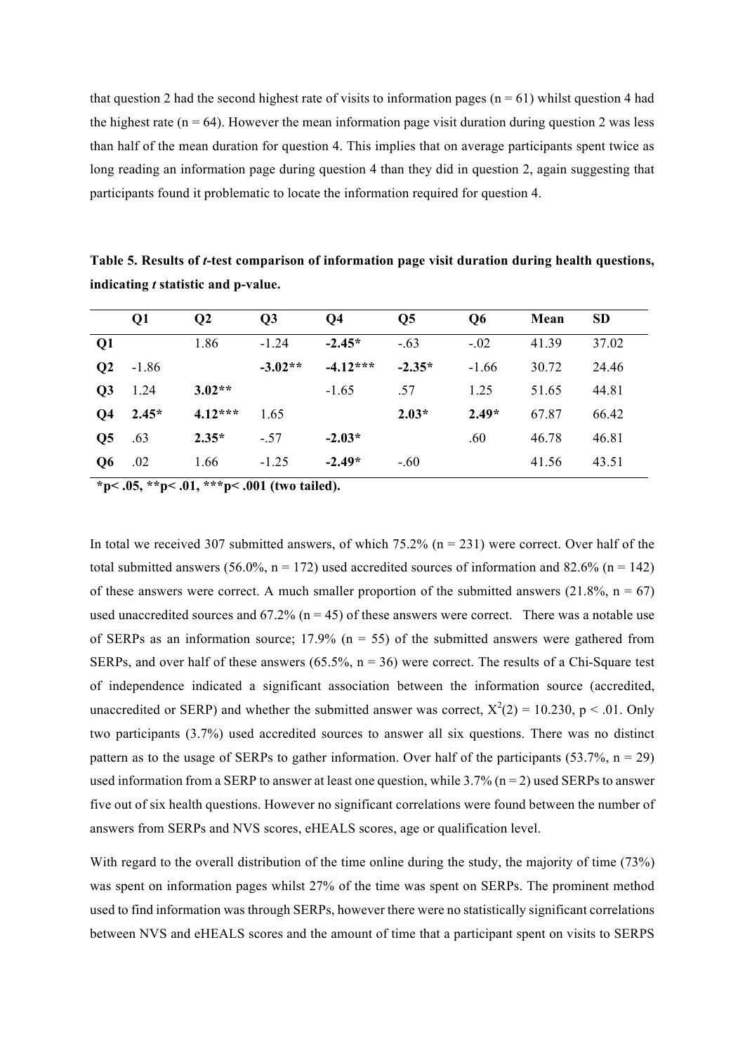that question 2 had the second highest rate of visits to information pages (n = 61) whilst question 4 had the highest rate (n = 64). However the mean information page visit duration during question 2 was less than half of the mean duration for question 4. This implies that on average participants spent twice as long reading an information page during question 4 than they did in question 2, again suggesting that participants found it problematic to locate the information required for question 4.

**Table 5. Results of *t*-test comparison of information page visit duration during health questions, indicating *t* statistic and p-value.**

| | Q1 | Q2 | Q3 | Q4 | Q5 | Q6 | Mean | SD |
|---|---|---|---|---|---|---|---|---|
| **Q1** | | 1.86 | -1.24 | **-2.45*** | -.63 | -.02 | 41.39 | 37.02 |
| **Q2** | -1.86 | | **-3.02**** | **-4.12***** | **-2.35*** | -1.66 | 30.72 | 24.46 |
| **Q3** | 1.24 | **3.02**** | | -1.65 | .57 | 1.25 | 51.65 | 44.81 |
| **Q4** | **2.45*** | **4.12***** | 1.65 | | **2.03*** | **2.49*** | 67.87 | 66.42 |
| **Q5** | .63 | **2.35*** | -.57 | **-2.03*** | | .60 | 46.78 | 46.81 |
| **Q6** | .02 | 1.66 | -1.25 | **-2.49*** | -.60 | | 41.56 | 43.51 |

**\*p< .05, \*\*p< .01, \*\*\*p< .001 (two tailed).**

In total we received 307 submitted answers, of which 75.2% (n = 231) were correct. Over half of the total submitted answers (56.0%, n = 172) used accredited sources of information and 82.6% (n = 142) of these answers were correct. A much smaller proportion of the submitted answers (21.8%, n = 67) used unaccredited sources and 67.2% (n = 45) of these answers were correct. There was a notable use of SERPs as an information source; 17.9% (n = 55) of the submitted answers were gathered from SERPs, and over half of these answers (65.5%, n = 36) were correct. The results of a Chi-Square test of independence indicated a significant association between the information source (accredited, unaccredited or SERP) and whether the submitted answer was correct, $X^2(2) = 10.230$, $p < .01$. Only two participants (3.7%) used accredited sources to answer all six questions. There was no distinct pattern as to the usage of SERPs to gather information. Over half of the participants (53.7%, n = 29) used information from a SERP to answer at least one question, while 3.7% (n = 2) used SERPs to answer five out of six health questions. However no significant correlations were found between the number of answers from SERPs and NVS scores, eHEALS scores, age or qualification level.

With regard to the overall distribution of the time online during the study, the majority of time (73%) was spent on information pages whilst 27% of the time was spent on SERPs. The prominent method used to find information was through SERPs, however there were no statistically significant correlations between NVS and eHEALS scores and the amount of time that a participant spent on visits to SERPS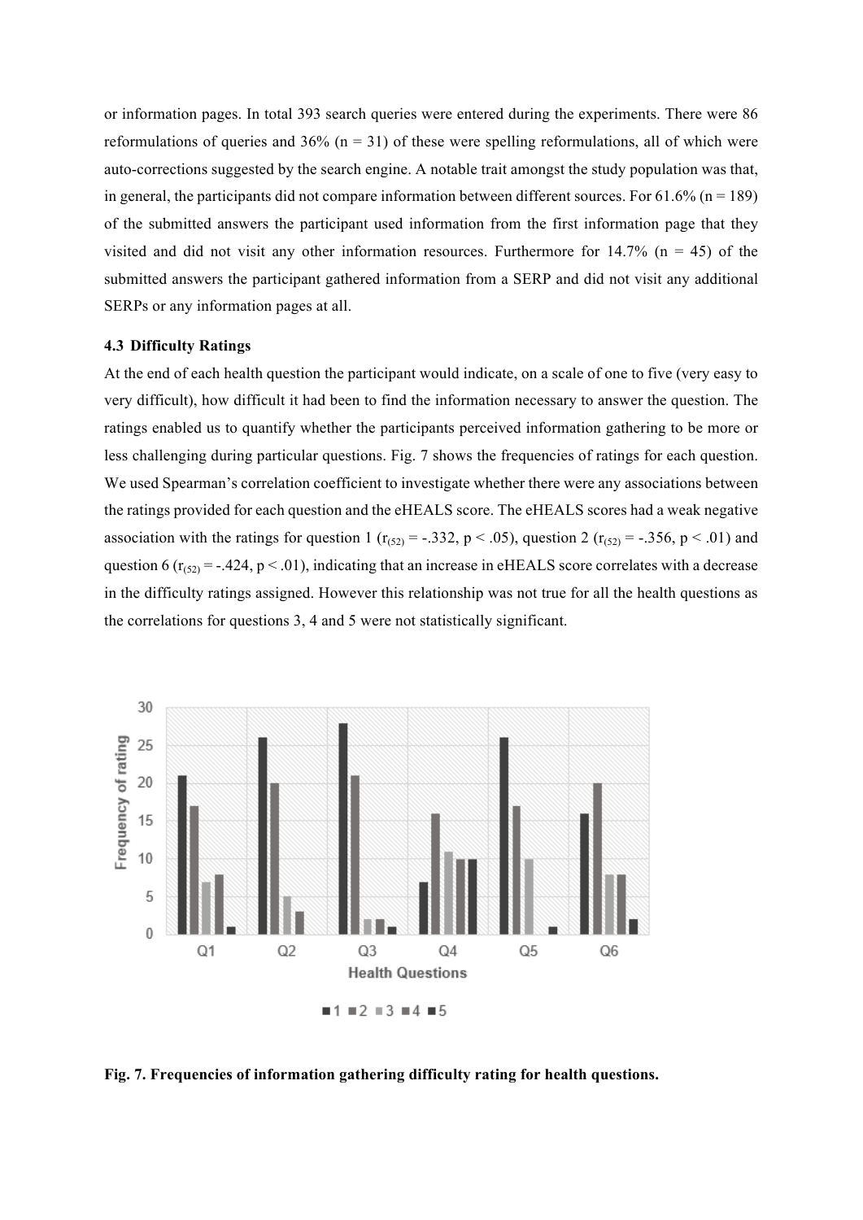or information pages. In total 393 search queries were entered during the experiments. There were 86 reformulations of queries and 36% (n = 31) of these were spelling reformulations, all of which were auto-corrections suggested by the search engine. A notable trait amongst the study population was that, in general, the participants did not compare information between different sources. For 61.6% (n = 189) of the submitted answers the participant used information from the first information page that they visited and did not visit any other information resources. Furthermore for 14.7% (n = 45) of the submitted answers the participant gathered information from a SERP and did not visit any additional SERPs or any information pages at all.

### 4.3 Difficulty Ratings

At the end of each health question the participant would indicate, on a scale of one to five (very easy to very difficult), how difficult it had been to find the information necessary to answer the question. The ratings enabled us to quantify whether the participants perceived information gathering to be more or less challenging during particular questions. Fig. 7 shows the frequencies of ratings for each question. We used Spearman's correlation coefficient to investigate whether there were any associations between the ratings provided for each question and the eHEALS score. The eHEALS scores had a weak negative association with the ratings for question 1 ($r_{(52)} = -.332$, $p < .05$), question 2 ($r_{(52)} = -.356$, $p < .01$) and question 6 ($r_{(52)} = -.424$, $p < .01$), indicating that an increase in eHEALS score correlates with a decrease in the difficulty ratings assigned. However this relationship was not true for all the health questions as the correlations for questions 3, 4 and 5 were not statistically significant.

**Fig. 7. Frequencies of information gathering difficulty rating for health questions.**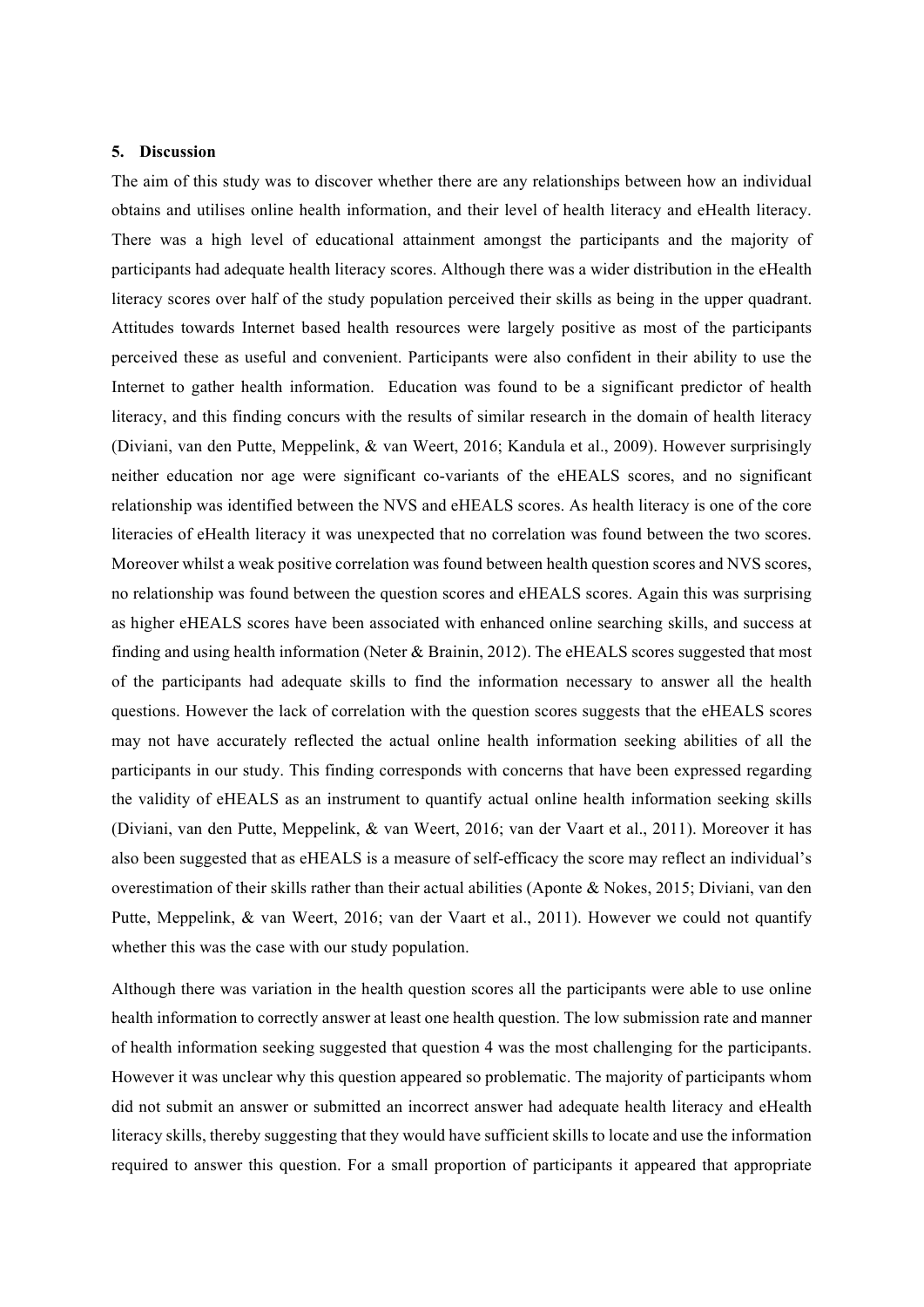## 5. Discussion

The aim of this study was to discover whether there are any relationships between how an individual obtains and utilises online health information, and their level of health literacy and eHealth literacy. There was a high level of educational attainment amongst the participants and the majority of participants had adequate health literacy scores. Although there was a wider distribution in the eHealth literacy scores over half of the study population perceived their skills as being in the upper quadrant. Attitudes towards Internet based health resources were largely positive as most of the participants perceived these as useful and convenient. Participants were also confident in their ability to use the Internet to gather health information. Education was found to be a significant predictor of health literacy, and this finding concurs with the results of similar research in the domain of health literacy (Diviani, van den Putte, Meppelink, & van Weert, 2016; Kandula et al., 2009). However surprisingly neither education nor age were significant co-variants of the eHEALS scores, and no significant relationship was identified between the NVS and eHEALS scores. As health literacy is one of the core literacies of eHealth literacy it was unexpected that no correlation was found between the two scores. Moreover whilst a weak positive correlation was found between health question scores and NVS scores, no relationship was found between the question scores and eHEALS scores. Again this was surprising as higher eHEALS scores have been associated with enhanced online searching skills, and success at finding and using health information (Neter & Brainin, 2012). The eHEALS scores suggested that most of the participants had adequate skills to find the information necessary to answer all the health questions. However the lack of correlation with the question scores suggests that the eHEALS scores may not have accurately reflected the actual online health information seeking abilities of all the participants in our study. This finding corresponds with concerns that have been expressed regarding the validity of eHEALS as an instrument to quantify actual online health information seeking skills (Diviani, van den Putte, Meppelink, & van Weert, 2016; van der Vaart et al., 2011). Moreover it has also been suggested that as eHEALS is a measure of self-efficacy the score may reflect an individual's overestimation of their skills rather than their actual abilities (Aponte & Nokes, 2015; Diviani, van den Putte, Meppelink, & van Weert, 2016; van der Vaart et al., 2011). However we could not quantify whether this was the case with our study population.

Although there was variation in the health question scores all the participants were able to use online health information to correctly answer at least one health question. The low submission rate and manner of health information seeking suggested that question 4 was the most challenging for the participants. However it was unclear why this question appeared so problematic. The majority of participants whom did not submit an answer or submitted an incorrect answer had adequate health literacy and eHealth literacy skills, thereby suggesting that they would have sufficient skills to locate and use the information required to answer this question. For a small proportion of participants it appeared that appropriate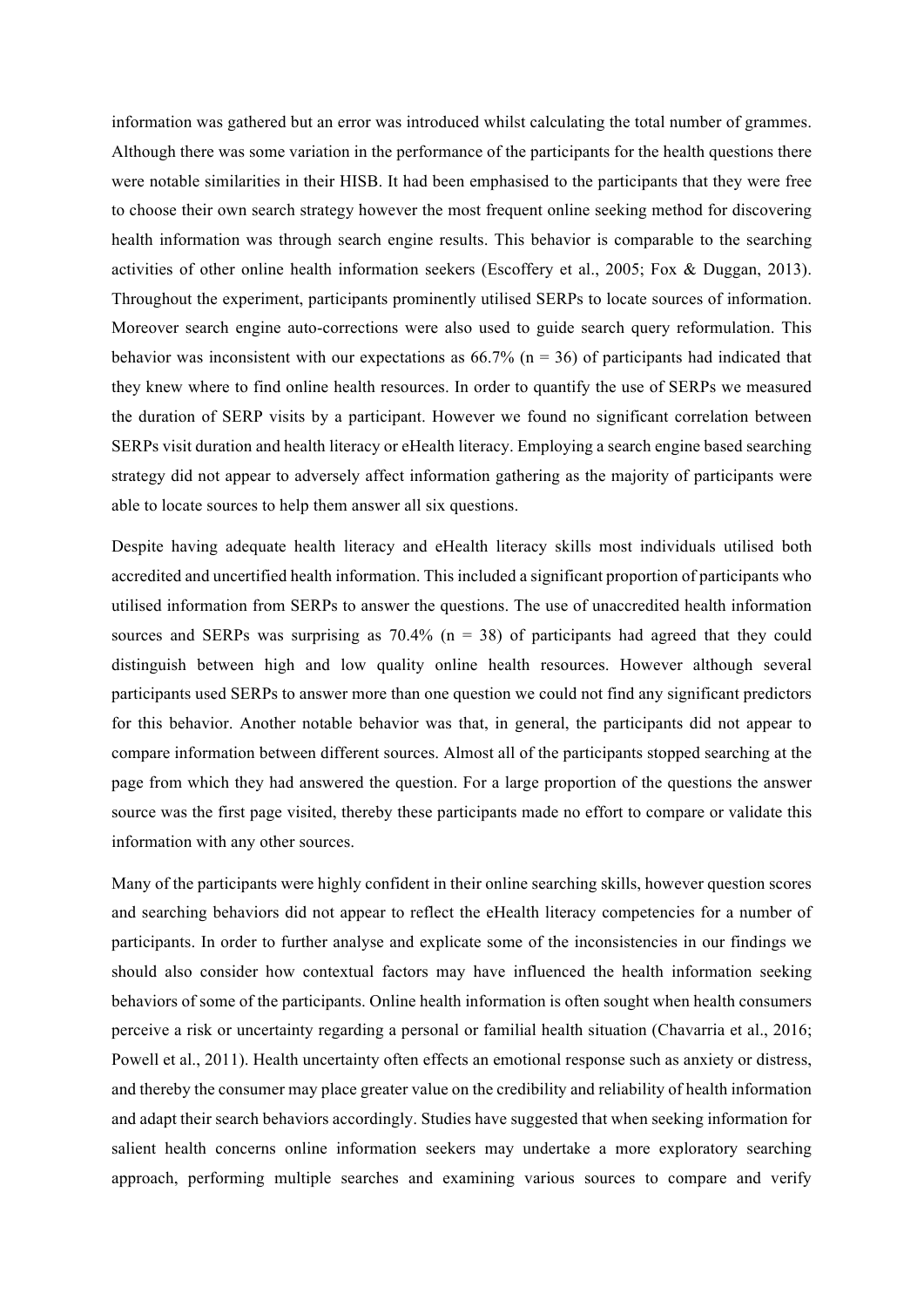information was gathered but an error was introduced whilst calculating the total number of grammes. Although there was some variation in the performance of the participants for the health questions there were notable similarities in their HISB. It had been emphasised to the participants that they were free to choose their own search strategy however the most frequent online seeking method for discovering health information was through search engine results. This behavior is comparable to the searching activities of other online health information seekers (Escoffery et al., 2005; Fox & Duggan, 2013). Throughout the experiment, participants prominently utilised SERPs to locate sources of information. Moreover search engine auto-corrections were also used to guide search query reformulation. This behavior was inconsistent with our expectations as 66.7% (n = 36) of participants had indicated that they knew where to find online health resources. In order to quantify the use of SERPs we measured the duration of SERP visits by a participant. However we found no significant correlation between SERPs visit duration and health literacy or eHealth literacy. Employing a search engine based searching strategy did not appear to adversely affect information gathering as the majority of participants were able to locate sources to help them answer all six questions.

Despite having adequate health literacy and eHealth literacy skills most individuals utilised both accredited and uncertified health information. This included a significant proportion of participants who utilised information from SERPs to answer the questions. The use of unaccredited health information sources and SERPs was surprising as 70.4% (n = 38) of participants had agreed that they could distinguish between high and low quality online health resources. However although several participants used SERPs to answer more than one question we could not find any significant predictors for this behavior. Another notable behavior was that, in general, the participants did not appear to compare information between different sources. Almost all of the participants stopped searching at the page from which they had answered the question. For a large proportion of the questions the answer source was the first page visited, thereby these participants made no effort to compare or validate this information with any other sources.

Many of the participants were highly confident in their online searching skills, however question scores and searching behaviors did not appear to reflect the eHealth literacy competencies for a number of participants. In order to further analyse and explicate some of the inconsistencies in our findings we should also consider how contextual factors may have influenced the health information seeking behaviors of some of the participants. Online health information is often sought when health consumers perceive a risk or uncertainty regarding a personal or familial health situation (Chavarria et al., 2016; Powell et al., 2011). Health uncertainty often effects an emotional response such as anxiety or distress, and thereby the consumer may place greater value on the credibility and reliability of health information and adapt their search behaviors accordingly. Studies have suggested that when seeking information for salient health concerns online information seekers may undertake a more exploratory searching approach, performing multiple searches and examining various sources to compare and verify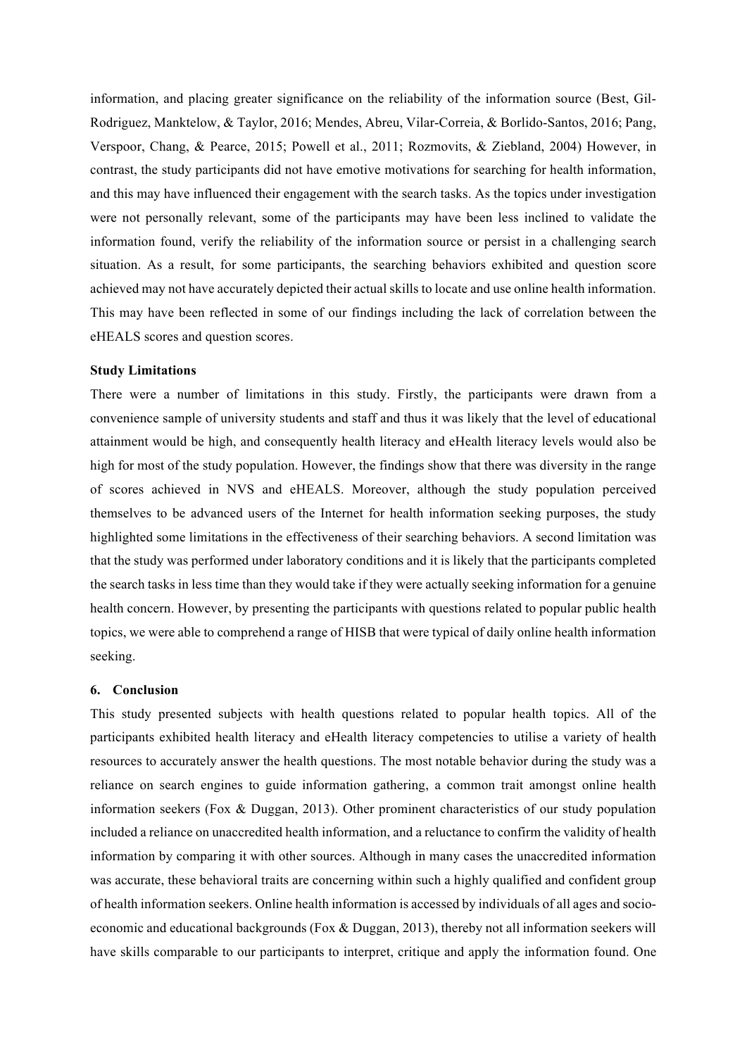information, and placing greater significance on the reliability of the information source (Best, Gil-Rodriguez, Manktelow, & Taylor, 2016; Mendes, Abreu, Vilar-Correia, & Borlido-Santos, 2016; Pang, Verspoor, Chang, & Pearce, 2015; Powell et al., 2011; Rozmovits, & Ziebland, 2004) However, in contrast, the study participants did not have emotive motivations for searching for health information, and this may have influenced their engagement with the search tasks. As the topics under investigation were not personally relevant, some of the participants may have been less inclined to validate the information found, verify the reliability of the information source or persist in a challenging search situation. As a result, for some participants, the searching behaviors exhibited and question score achieved may not have accurately depicted their actual skills to locate and use online health information. This may have been reflected in some of our findings including the lack of correlation between the eHEALS scores and question scores.

**Study Limitations**

There were a number of limitations in this study. Firstly, the participants were drawn from a convenience sample of university students and staff and thus it was likely that the level of educational attainment would be high, and consequently health literacy and eHealth literacy levels would also be high for most of the study population. However, the findings show that there was diversity in the range of scores achieved in NVS and eHEALS. Moreover, although the study population perceived themselves to be advanced users of the Internet for health information seeking purposes, the study highlighted some limitations in the effectiveness of their searching behaviors. A second limitation was that the study was performed under laboratory conditions and it is likely that the participants completed the search tasks in less time than they would take if they were actually seeking information for a genuine health concern. However, by presenting the participants with questions related to popular public health topics, we were able to comprehend a range of HISB that were typical of daily online health information seeking.

## 6. Conclusion

This study presented subjects with health questions related to popular health topics. All of the participants exhibited health literacy and eHealth literacy competencies to utilise a variety of health resources to accurately answer the health questions. The most notable behavior during the study was a reliance on search engines to guide information gathering, a common trait amongst online health information seekers (Fox & Duggan, 2013). Other prominent characteristics of our study population included a reliance on unaccredited health information, and a reluctance to confirm the validity of health information by comparing it with other sources. Although in many cases the unaccredited information was accurate, these behavioral traits are concerning within such a highly qualified and confident group of health information seekers. Online health information is accessed by individuals of all ages and socio-economic and educational backgrounds (Fox & Duggan, 2013), thereby not all information seekers will have skills comparable to our participants to interpret, critique and apply the information found. One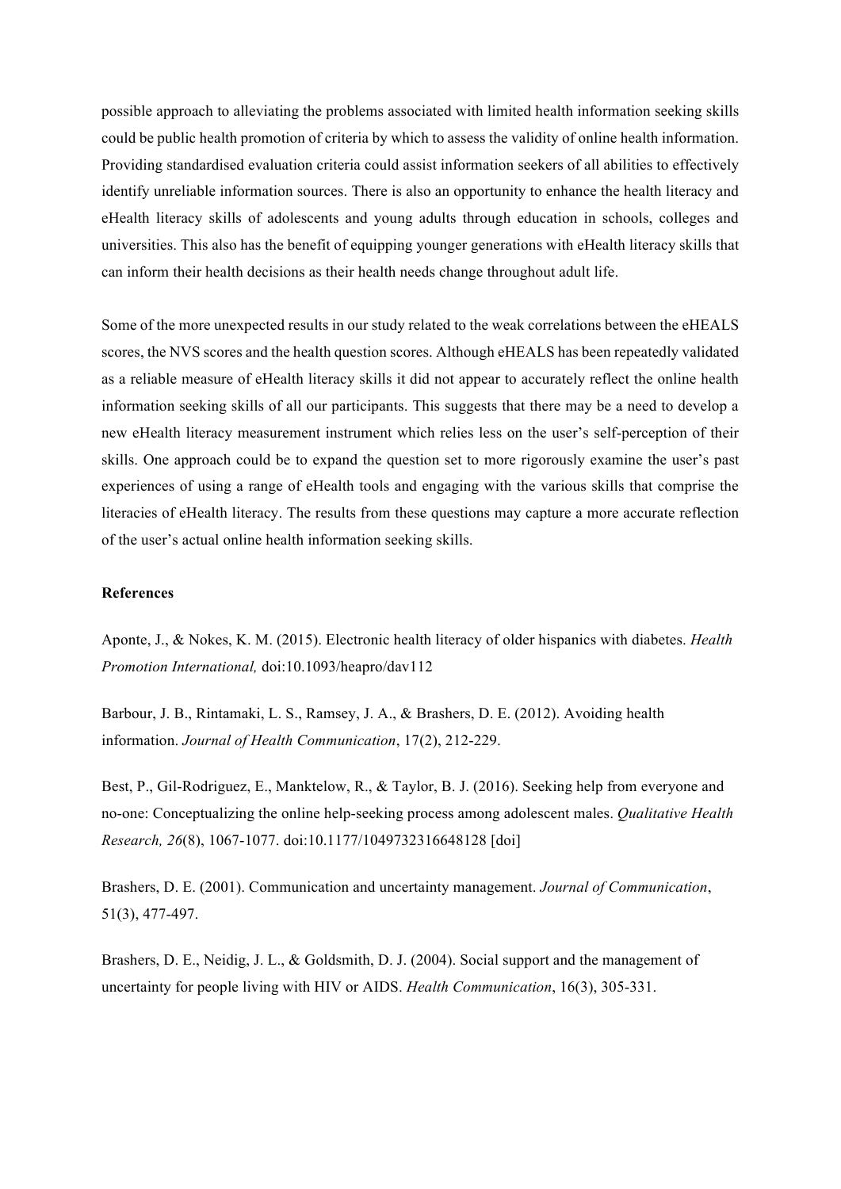possible approach to alleviating the problems associated with limited health information seeking skills could be public health promotion of criteria by which to assess the validity of online health information. Providing standardised evaluation criteria could assist information seekers of all abilities to effectively identify unreliable information sources. There is also an opportunity to enhance the health literacy and eHealth literacy skills of adolescents and young adults through education in schools, colleges and universities. This also has the benefit of equipping younger generations with eHealth literacy skills that can inform their health decisions as their health needs change throughout adult life.

Some of the more unexpected results in our study related to the weak correlations between the eHEALS scores, the NVS scores and the health question scores. Although eHEALS has been repeatedly validated as a reliable measure of eHealth literacy skills it did not appear to accurately reflect the online health information seeking skills of all our participants. This suggests that there may be a need to develop a new eHealth literacy measurement instrument which relies less on the user's self-perception of their skills. One approach could be to expand the question set to more rigorously examine the user's past experiences of using a range of eHealth tools and engaging with the various skills that comprise the literacies of eHealth literacy. The results from these questions may capture a more accurate reflection of the user's actual online health information seeking skills.

**References**

Aponte, J., & Nokes, K. M. (2015). Electronic health literacy of older hispanics with diabetes. *Health Promotion International,* doi:10.1093/heapro/dav112

Barbour, J. B., Rintamaki, L. S., Ramsey, J. A., & Brashers, D. E. (2012). Avoiding health information. *Journal of Health Communication*, 17(2), 212-229.

Best, P., Gil-Rodriguez, E., Manktelow, R., & Taylor, B. J. (2016). Seeking help from everyone and no-one: Conceptualizing the online help-seeking process among adolescent males. *Qualitative Health Research, 26*(8), 1067-1077. doi:10.1177/1049732316648128 [doi]

Brashers, D. E. (2001). Communication and uncertainty management. *Journal of Communication*, 51(3), 477-497.

Brashers, D. E., Neidig, J. L., & Goldsmith, D. J. (2004). Social support and the management of uncertainty for people living with HIV or AIDS. *Health Communication*, 16(3), 305-331.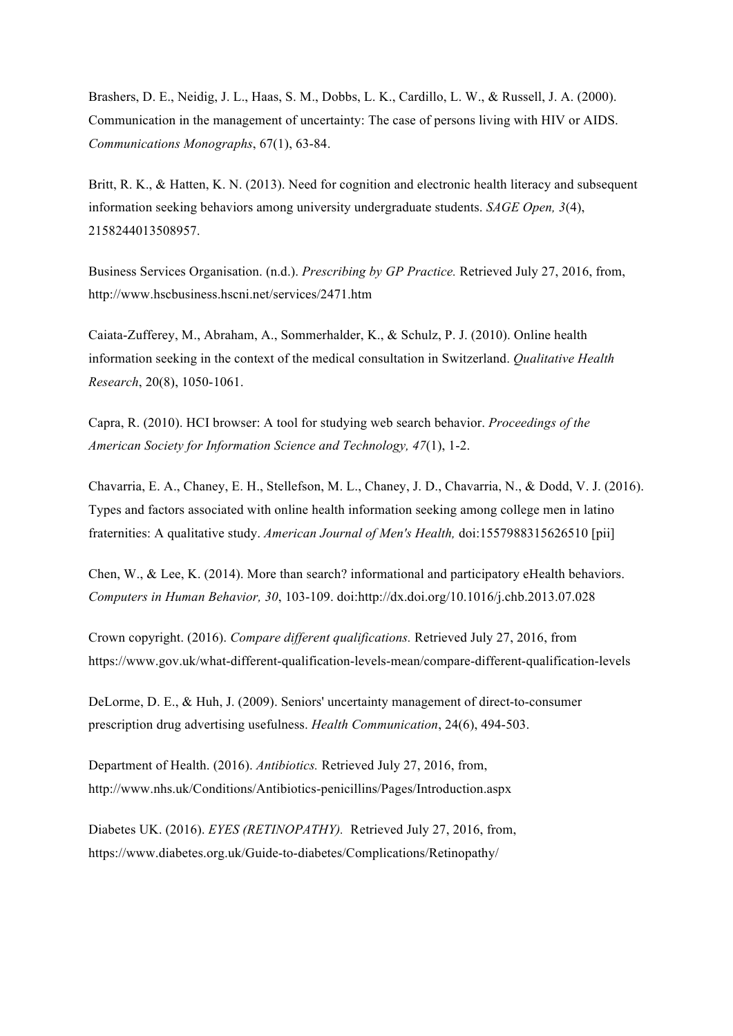Brashers, D. E., Neidig, J. L., Haas, S. M., Dobbs, L. K., Cardillo, L. W., & Russell, J. A. (2000). Communication in the management of uncertainty: The case of persons living with HIV or AIDS. *Communications Monographs*, 67(1), 63-84.

Britt, R. K., & Hatten, K. N. (2013). Need for cognition and electronic health literacy and subsequent information seeking behaviors among university undergraduate students. *SAGE Open, 3*(4), 2158244013508957.

Business Services Organisation. (n.d.). *Prescribing by GP Practice.* Retrieved July 27, 2016, from, http://www.hscbusiness.hscni.net/services/2471.htm

Caiata-Zufferey, M., Abraham, A., Sommerhalder, K., & Schulz, P. J. (2010). Online health information seeking in the context of the medical consultation in Switzerland. *Qualitative Health Research*, 20(8), 1050-1061.

Capra, R. (2010). HCI browser: A tool for studying web search behavior. *Proceedings of the American Society for Information Science and Technology, 47*(1), 1-2.

Chavarria, E. A., Chaney, E. H., Stellefson, M. L., Chaney, J. D., Chavarria, N., & Dodd, V. J. (2016). Types and factors associated with online health information seeking among college men in latino fraternities: A qualitative study. *American Journal of Men's Health,* doi:1557988315626510 [pii]

Chen, W., & Lee, K. (2014). More than search? informational and participatory eHealth behaviors. *Computers in Human Behavior, 30*, 103-109. doi:http://dx.doi.org/10.1016/j.chb.2013.07.028

Crown copyright. (2016). *Compare different qualifications.* Retrieved July 27, 2016, from https://www.gov.uk/what-different-qualification-levels-mean/compare-different-qualification-levels

DeLorme, D. E., & Huh, J. (2009). Seniors' uncertainty management of direct-to-consumer prescription drug advertising usefulness. *Health Communication*, 24(6), 494-503.

Department of Health. (2016). *Antibiotics.* Retrieved July 27, 2016, from, http://www.nhs.uk/Conditions/Antibiotics-penicillins/Pages/Introduction.aspx

Diabetes UK. (2016). *EYES (RETINOPATHY).* Retrieved July 27, 2016, from, https://www.diabetes.org.uk/Guide-to-diabetes/Complications/Retinopathy/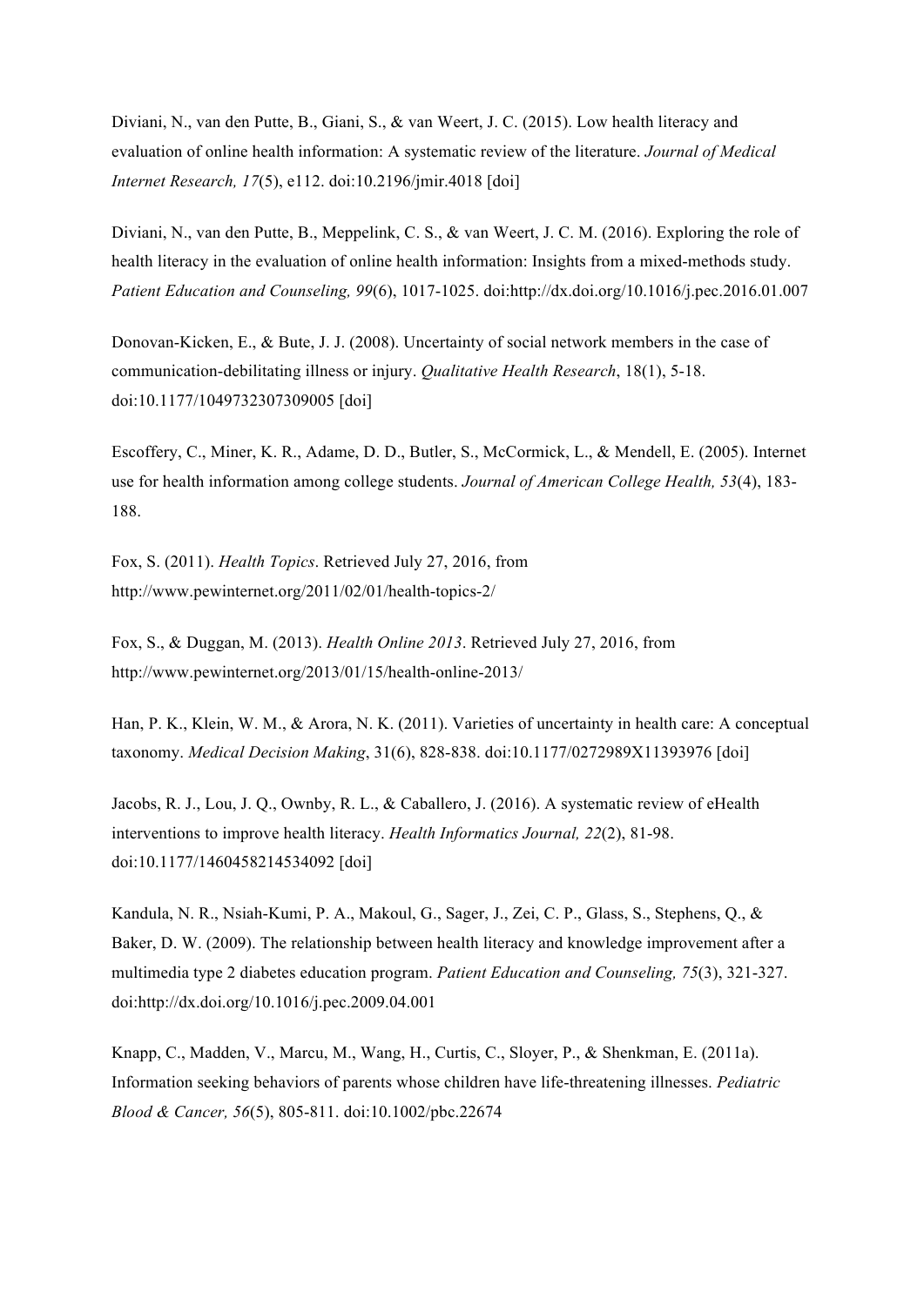Diviani, N., van den Putte, B., Giani, S., & van Weert, J. C. (2015). Low health literacy and evaluation of online health information: A systematic review of the literature. *Journal of Medical Internet Research, 17*(5), e112. doi:10.2196/jmir.4018 [doi]

Diviani, N., van den Putte, B., Meppelink, C. S., & van Weert, J. C. M. (2016). Exploring the role of health literacy in the evaluation of online health information: Insights from a mixed-methods study. *Patient Education and Counseling, 99*(6), 1017-1025. doi:http://dx.doi.org/10.1016/j.pec.2016.01.007

Donovan-Kicken, E., & Bute, J. J. (2008). Uncertainty of social network members in the case of communication-debilitating illness or injury. *Qualitative Health Research*, 18(1), 5-18. doi:10.1177/1049732307309005 [doi]

Escoffery, C., Miner, K. R., Adame, D. D., Butler, S., McCormick, L., & Mendell, E. (2005). Internet use for health information among college students. *Journal of American College Health, 53*(4), 183-188.

Fox, S. (2011). *Health Topics*. Retrieved July 27, 2016, from http://www.pewinternet.org/2011/02/01/health-topics-2/

Fox, S., & Duggan, M. (2013). *Health Online 2013*. Retrieved July 27, 2016, from http://www.pewinternet.org/2013/01/15/health-online-2013/

Han, P. K., Klein, W. M., & Arora, N. K. (2011). Varieties of uncertainty in health care: A conceptual taxonomy. *Medical Decision Making*, 31(6), 828-838. doi:10.1177/0272989X11393976 [doi]

Jacobs, R. J., Lou, J. Q., Ownby, R. L., & Caballero, J. (2016). A systematic review of eHealth interventions to improve health literacy. *Health Informatics Journal, 22*(2), 81-98. doi:10.1177/1460458214534092 [doi]

Kandula, N. R., Nsiah-Kumi, P. A., Makoul, G., Sager, J., Zei, C. P., Glass, S., Stephens, Q., & Baker, D. W. (2009). The relationship between health literacy and knowledge improvement after a multimedia type 2 diabetes education program. *Patient Education and Counseling, 75*(3), 321-327. doi:http://dx.doi.org/10.1016/j.pec.2009.04.001

Knapp, C., Madden, V., Marcu, M., Wang, H., Curtis, C., Sloyer, P., & Shenkman, E. (2011a). Information seeking behaviors of parents whose children have life-threatening illnesses. *Pediatric Blood & Cancer, 56*(5), 805-811. doi:10.1002/pbc.22674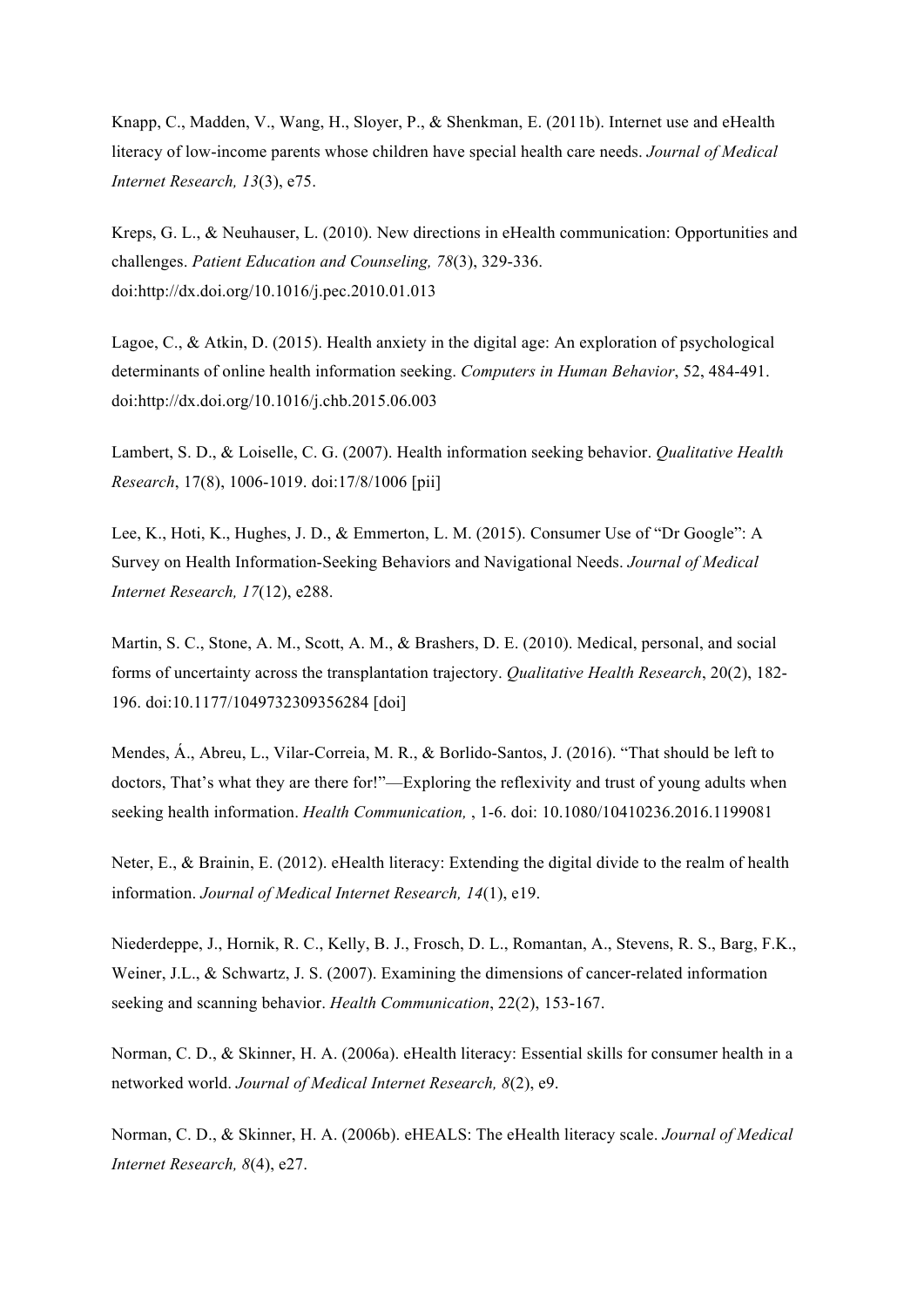Knapp, C., Madden, V., Wang, H., Sloyer, P., & Shenkman, E. (2011b). Internet use and eHealth literacy of low-income parents whose children have special health care needs. *Journal of Medical Internet Research, 13*(3), e75.

Kreps, G. L., & Neuhauser, L. (2010). New directions in eHealth communication: Opportunities and challenges. *Patient Education and Counseling, 78*(3), 329-336. doi:http://dx.doi.org/10.1016/j.pec.2010.01.013

Lagoe, C., & Atkin, D. (2015). Health anxiety in the digital age: An exploration of psychological determinants of online health information seeking. *Computers in Human Behavior*, 52, 484-491. doi:http://dx.doi.org/10.1016/j.chb.2015.06.003

Lambert, S. D., & Loiselle, C. G. (2007). Health information seeking behavior. *Qualitative Health Research*, 17(8), 1006-1019. doi:17/8/1006 [pii]

Lee, K., Hoti, K., Hughes, J. D., & Emmerton, L. M. (2015). Consumer Use of "Dr Google": A Survey on Health Information-Seeking Behaviors and Navigational Needs. *Journal of Medical Internet Research, 17*(12), e288.

Martin, S. C., Stone, A. M., Scott, A. M., & Brashers, D. E. (2010). Medical, personal, and social forms of uncertainty across the transplantation trajectory. *Qualitative Health Research*, 20(2), 182-196. doi:10.1177/1049732309356284 [doi]

Mendes, Á., Abreu, L., Vilar-Correia, M. R., & Borlido-Santos, J. (2016). "That should be left to doctors, That's what they are there for!"—Exploring the reflexivity and trust of young adults when seeking health information. *Health Communication,* , 1-6. doi: 10.1080/10410236.2016.1199081

Neter, E., & Brainin, E. (2012). eHealth literacy: Extending the digital divide to the realm of health information. *Journal of Medical Internet Research, 14*(1), e19.

Niederdeppe, J., Hornik, R. C., Kelly, B. J., Frosch, D. L., Romantan, A., Stevens, R. S., Barg, F.K., Weiner, J.L., & Schwartz, J. S. (2007). Examining the dimensions of cancer-related information seeking and scanning behavior. *Health Communication*, 22(2), 153-167.

Norman, C. D., & Skinner, H. A. (2006a). eHealth literacy: Essential skills for consumer health in a networked world. *Journal of Medical Internet Research, 8*(2), e9.

Norman, C. D., & Skinner, H. A. (2006b). eHEALS: The eHealth literacy scale. *Journal of Medical Internet Research, 8*(4), e27.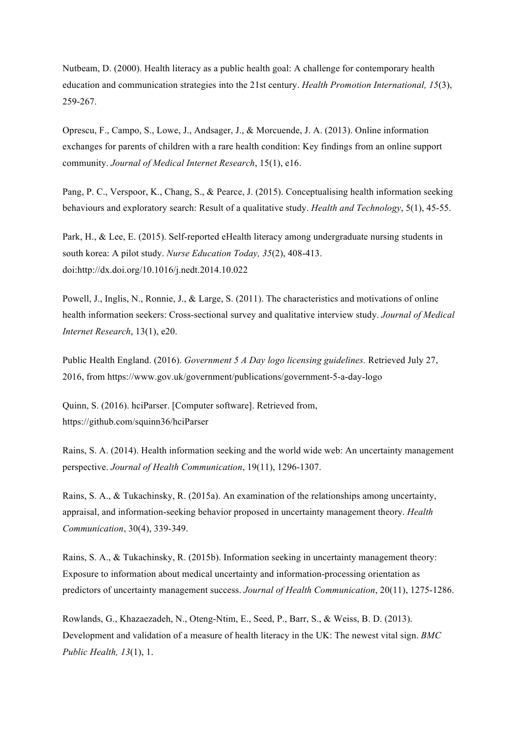Nutbeam, D. (2000). Health literacy as a public health goal: A challenge for contemporary health education and communication strategies into the 21st century. *Health Promotion International, 15*(3), 259-267.

Oprescu, F., Campo, S., Lowe, J., Andsager, J., & Morcuende, J. A. (2013). Online information exchanges for parents of children with a rare health condition: Key findings from an online support community. *Journal of Medical Internet Research*, 15(1), e16.

Pang, P. C., Verspoor, K., Chang, S., & Pearce, J. (2015). Conceptualising health information seeking behaviours and exploratory search: Result of a qualitative study. *Health and Technology*, 5(1), 45-55.

Park, H., & Lee, E. (2015). Self-reported eHealth literacy among undergraduate nursing students in south korea: A pilot study. *Nurse Education Today, 35*(2), 408-413. doi:http://dx.doi.org/10.1016/j.nedt.2014.10.022

Powell, J., Inglis, N., Ronnie, J., & Large, S. (2011). The characteristics and motivations of online health information seekers: Cross-sectional survey and qualitative interview study. *Journal of Medical Internet Research*, 13(1), e20.

Public Health England. (2016). *Government 5 A Day logo licensing guidelines.* Retrieved July 27, 2016, from https://www.gov.uk/government/publications/government-5-a-day-logo

Quinn, S. (2016). hciParser. [Computer software]. Retrieved from, https://github.com/squinn36/hciParser

Rains, S. A. (2014). Health information seeking and the world wide web: An uncertainty management perspective. *Journal of Health Communication*, 19(11), 1296-1307.

Rains, S. A., & Tukachinsky, R. (2015a). An examination of the relationships among uncertainty, appraisal, and information-seeking behavior proposed in uncertainty management theory. *Health Communication*, 30(4), 339-349.

Rains, S. A., & Tukachinsky, R. (2015b). Information seeking in uncertainty management theory: Exposure to information about medical uncertainty and information-processing orientation as predictors of uncertainty management success. *Journal of Health Communication*, 20(11), 1275-1286.

Rowlands, G., Khazaezadeh, N., Oteng-Ntim, E., Seed, P., Barr, S., & Weiss, B. D. (2013). Development and validation of a measure of health literacy in the UK: The newest vital sign. *BMC Public Health, 13*(1), 1.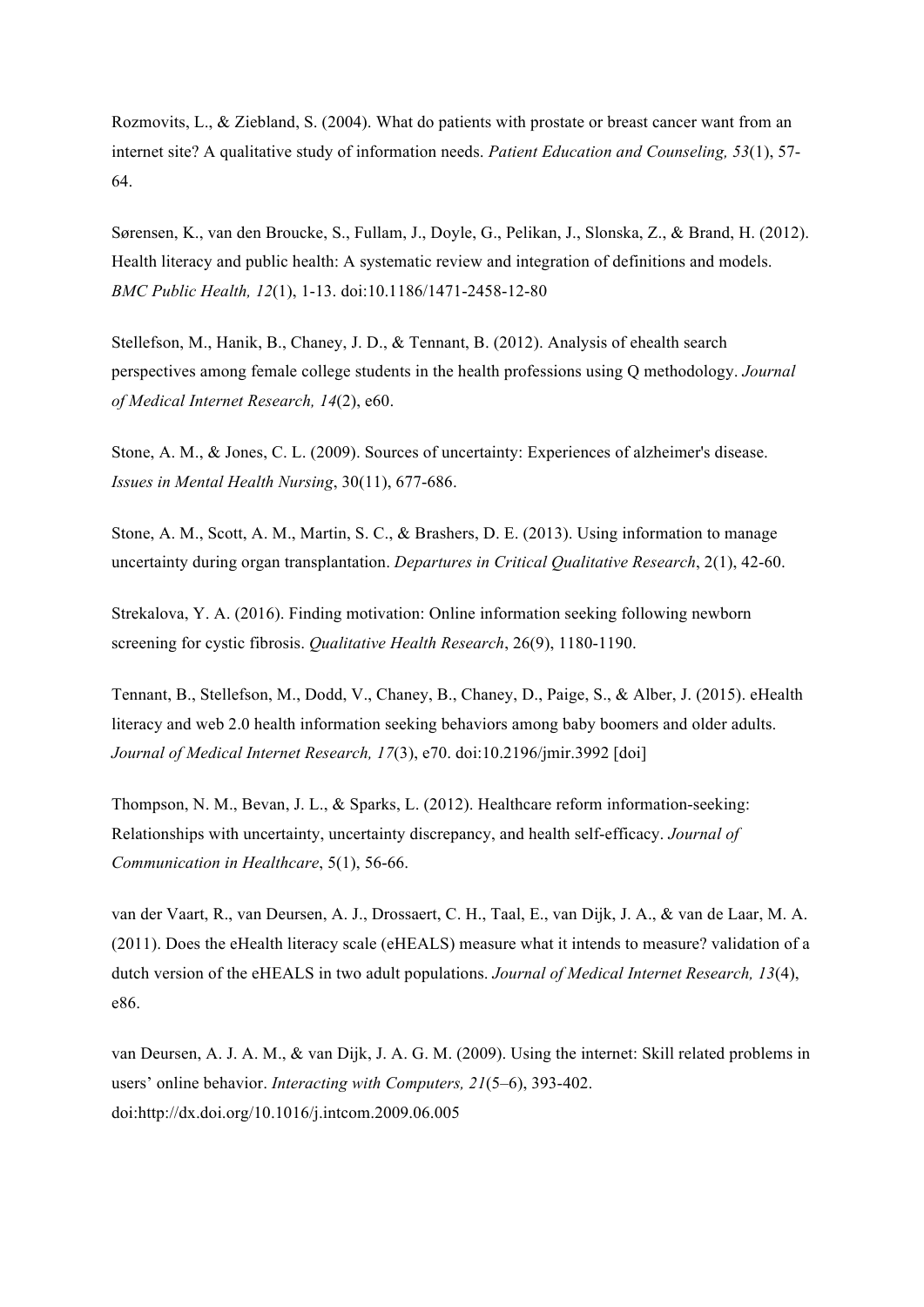Rozmovits, L., & Ziebland, S. (2004). What do patients with prostate or breast cancer want from an internet site? A qualitative study of information needs. *Patient Education and Counseling, 53*(1), 57-64.

Sørensen, K., van den Broucke, S., Fullam, J., Doyle, G., Pelikan, J., Slonska, Z., & Brand, H. (2012). Health literacy and public health: A systematic review and integration of definitions and models. *BMC Public Health, 12*(1), 1-13. doi:10.1186/1471-2458-12-80

Stellefson, M., Hanik, B., Chaney, J. D., & Tennant, B. (2012). Analysis of ehealth search perspectives among female college students in the health professions using Q methodology. *Journal of Medical Internet Research, 14*(2), e60.

Stone, A. M., & Jones, C. L. (2009). Sources of uncertainty: Experiences of alzheimer's disease. *Issues in Mental Health Nursing*, 30(11), 677-686.

Stone, A. M., Scott, A. M., Martin, S. C., & Brashers, D. E. (2013). Using information to manage uncertainty during organ transplantation. *Departures in Critical Qualitative Research*, 2(1), 42-60.

Strekalova, Y. A. (2016). Finding motivation: Online information seeking following newborn screening for cystic fibrosis. *Qualitative Health Research*, 26(9), 1180-1190.

Tennant, B., Stellefson, M., Dodd, V., Chaney, B., Chaney, D., Paige, S., & Alber, J. (2015). eHealth literacy and web 2.0 health information seeking behaviors among baby boomers and older adults. *Journal of Medical Internet Research, 17*(3), e70. doi:10.2196/jmir.3992 [doi]

Thompson, N. M., Bevan, J. L., & Sparks, L. (2012). Healthcare reform information-seeking: Relationships with uncertainty, uncertainty discrepancy, and health self-efficacy. *Journal of Communication in Healthcare*, 5(1), 56-66.

van der Vaart, R., van Deursen, A. J., Drossaert, C. H., Taal, E., van Dijk, J. A., & van de Laar, M. A. (2011). Does the eHealth literacy scale (eHEALS) measure what it intends to measure? validation of a dutch version of the eHEALS in two adult populations. *Journal of Medical Internet Research, 13*(4), e86.

van Deursen, A. J. A. M., & van Dijk, J. A. G. M. (2009). Using the internet: Skill related problems in users' online behavior. *Interacting with Computers, 21*(5–6), 393-402. doi:http://dx.doi.org/10.1016/j.intcom.2009.06.005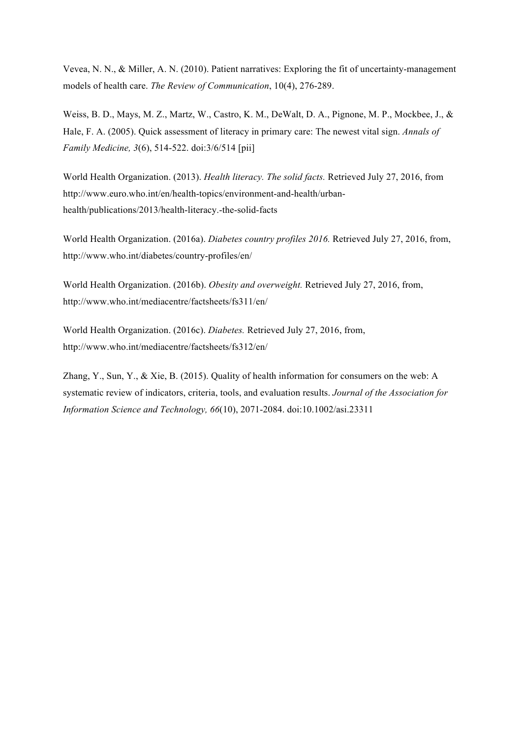Vevea, N. N., & Miller, A. N. (2010). Patient narratives: Exploring the fit of uncertainty-management models of health care. *The Review of Communication*, 10(4), 276-289.

Weiss, B. D., Mays, M. Z., Martz, W., Castro, K. M., DeWalt, D. A., Pignone, M. P., Mockbee, J., & Hale, F. A. (2005). Quick assessment of literacy in primary care: The newest vital sign. *Annals of Family Medicine, 3*(6), 514-522. doi:3/6/514 [pii]

World Health Organization. (2013). *Health literacy. The solid facts.* Retrieved July 27, 2016, from http://www.euro.who.int/en/health-topics/environment-and-health/urban-health/publications/2013/health-literacy.-the-solid-facts

World Health Organization. (2016a). *Diabetes country profiles 2016.* Retrieved July 27, 2016, from, http://www.who.int/diabetes/country-profiles/en/

World Health Organization. (2016b). *Obesity and overweight.* Retrieved July 27, 2016, from, http://www.who.int/mediacentre/factsheets/fs311/en/

World Health Organization. (2016c). *Diabetes.* Retrieved July 27, 2016, from, http://www.who.int/mediacentre/factsheets/fs312/en/

Zhang, Y., Sun, Y., & Xie, B. (2015). Quality of health information for consumers on the web: A systematic review of indicators, criteria, tools, and evaluation results. *Journal of the Association for Information Science and Technology, 66*(10), 2071-2084. doi:10.1002/asi.23311